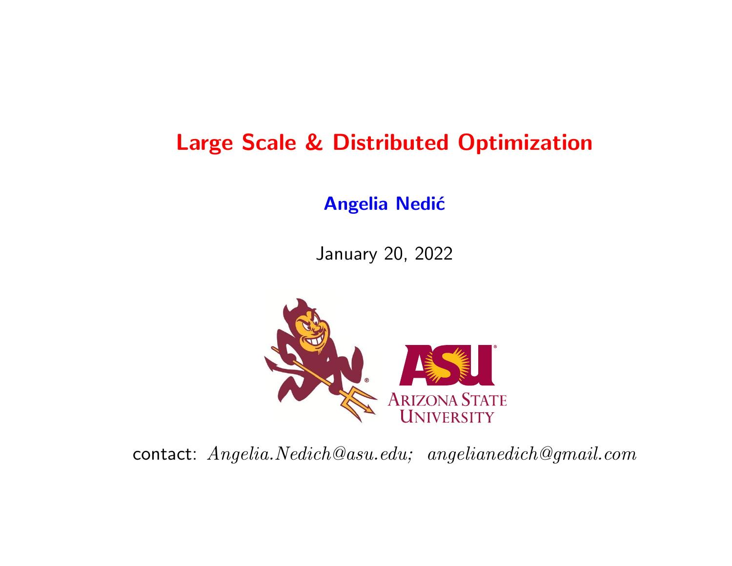# Large Scale & Distributed Optimization

**Angelia Nedić**

January 20, 2022

contact: *Angelia.Nedich@asu.edu*; *angelianedich@gmail.com*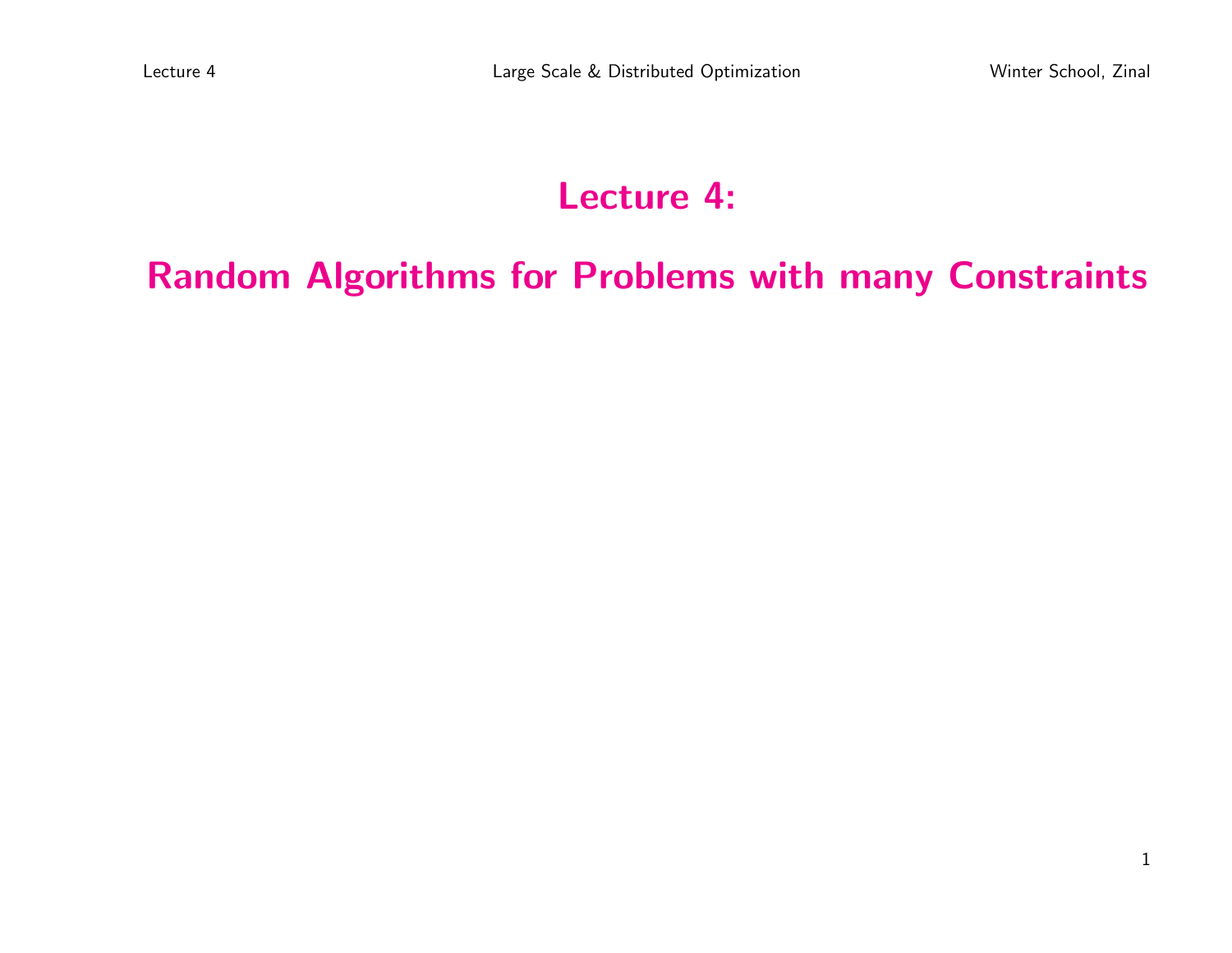# Lecture 4:

# Random Algorithms for Problems with many Constraints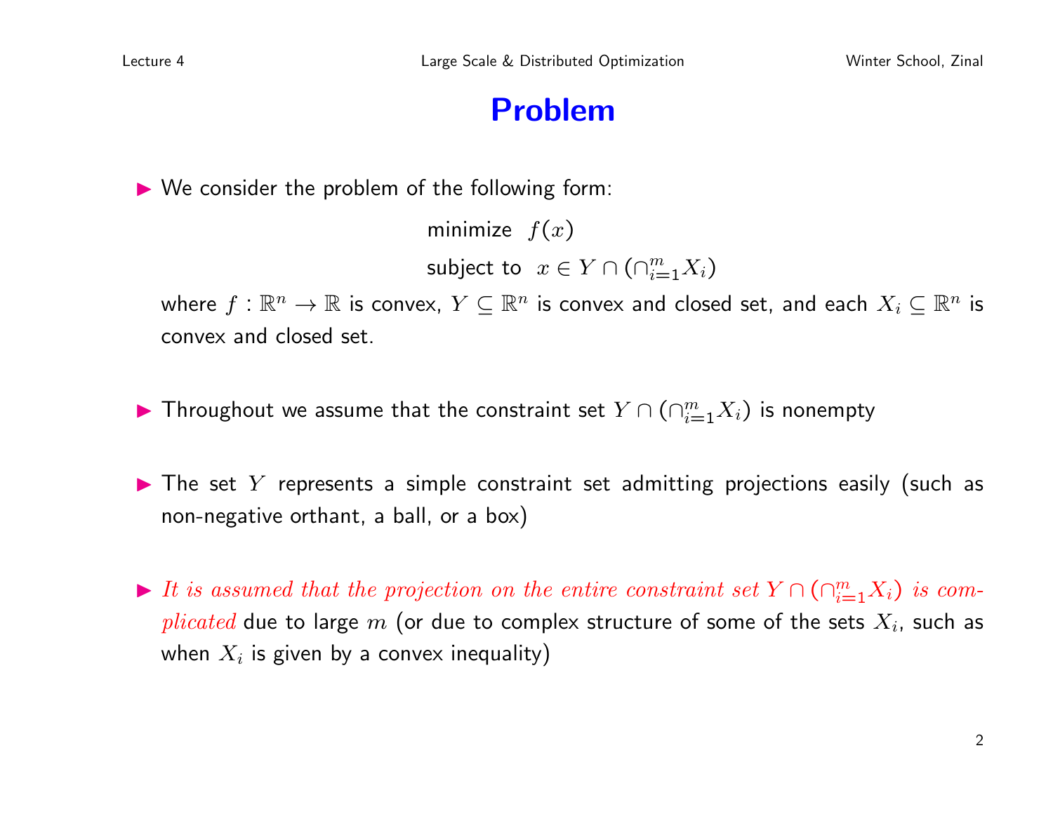# Problem

- We consider the problem of the following form:

$$\begin{aligned} &\text{minimize} \;\; f(x) \\ &\text{subject to} \;\; x \in Y \cap (\cap_{i=1}^m X_i) \end{aligned}$$

  where $f : \mathbb{R}^n \to \mathbb{R}$ is convex, $Y \subseteq \mathbb{R}^n$ is convex and closed set, and each $X_i \subseteq \mathbb{R}^n$ is convex and closed set.

- Throughout we assume that the constraint set $Y \cap (\cap_{i=1}^m X_i)$ is nonempty

- The set $Y$ represents a simple constraint set admitting projections easily (such as non-negative orthant, a ball, or a box)

- *It is assumed that the projection on the entire constraint set $Y \cap (\cap_{i=1}^m X_i)$ is complicated* due to large $m$ (or due to complex structure of some of the sets $X_i$, such as when $X_i$ is given by a convex inequality)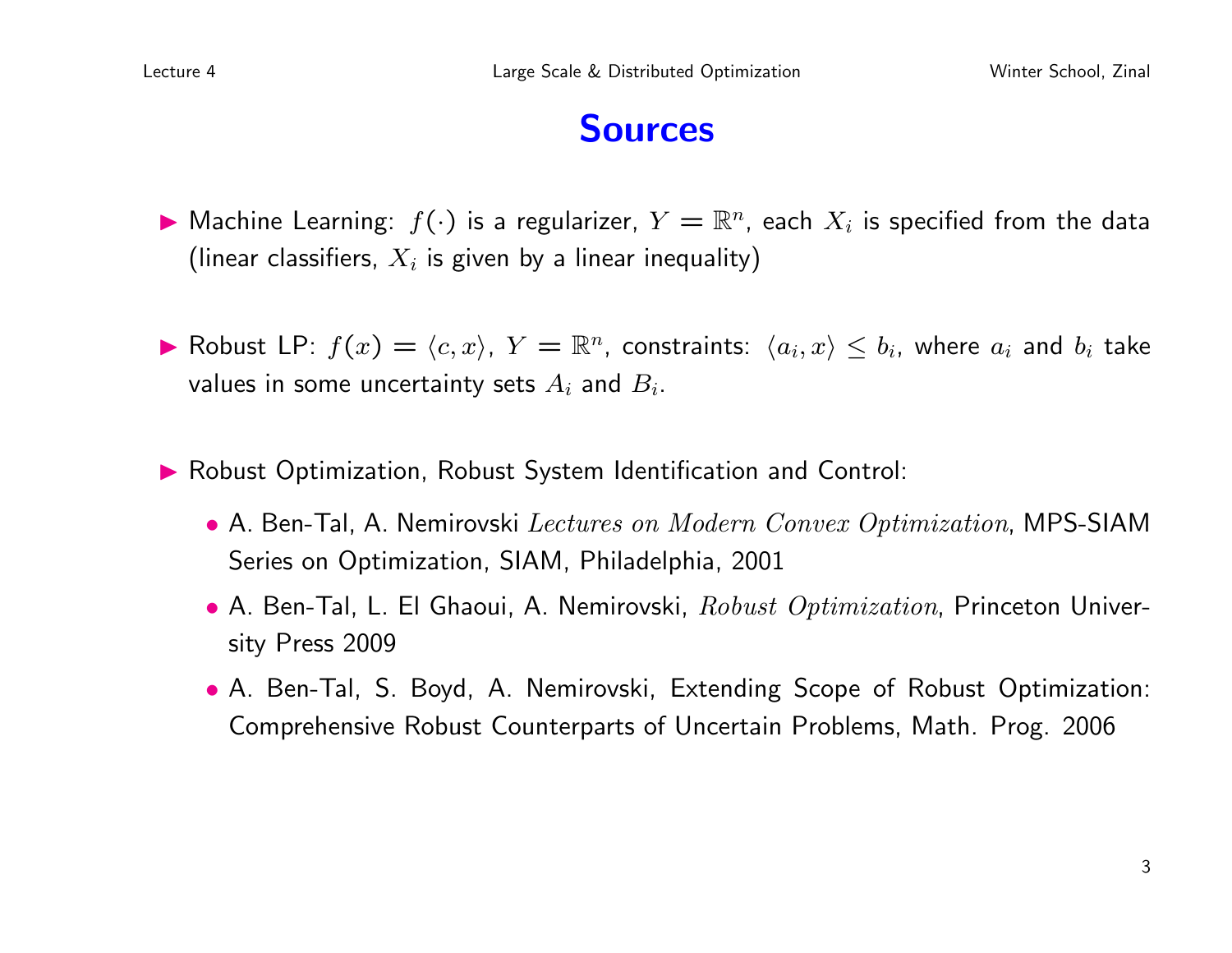# Sources

- Machine Learning: $f(\cdot)$ is a regularizer, $Y = \mathbb{R}^n$, each $X_i$ is specified from the data (linear classifiers, $X_i$ is given by a linear inequality)

- Robust LP: $f(x) = \langle c, x \rangle$, $Y = \mathbb{R}^n$, constraints: $\langle a_i, x \rangle \leq b_i$, where $a_i$ and $b_i$ take values in some uncertainty sets $A_i$ and $B_i$.

- Robust Optimization, Robust System Identification and Control:
  - A. Ben-Tal, A. Nemirovski *Lectures on Modern Convex Optimization*, MPS-SIAM Series on Optimization, SIAM, Philadelphia, 2001
  - A. Ben-Tal, L. El Ghaoui, A. Nemirovski, *Robust Optimization*, Princeton University Press 2009
  - A. Ben-Tal, S. Boyd, A. Nemirovski, Extending Scope of Robust Optimization: Comprehensive Robust Counterparts of Uncertain Problems, Math. Prog. 2006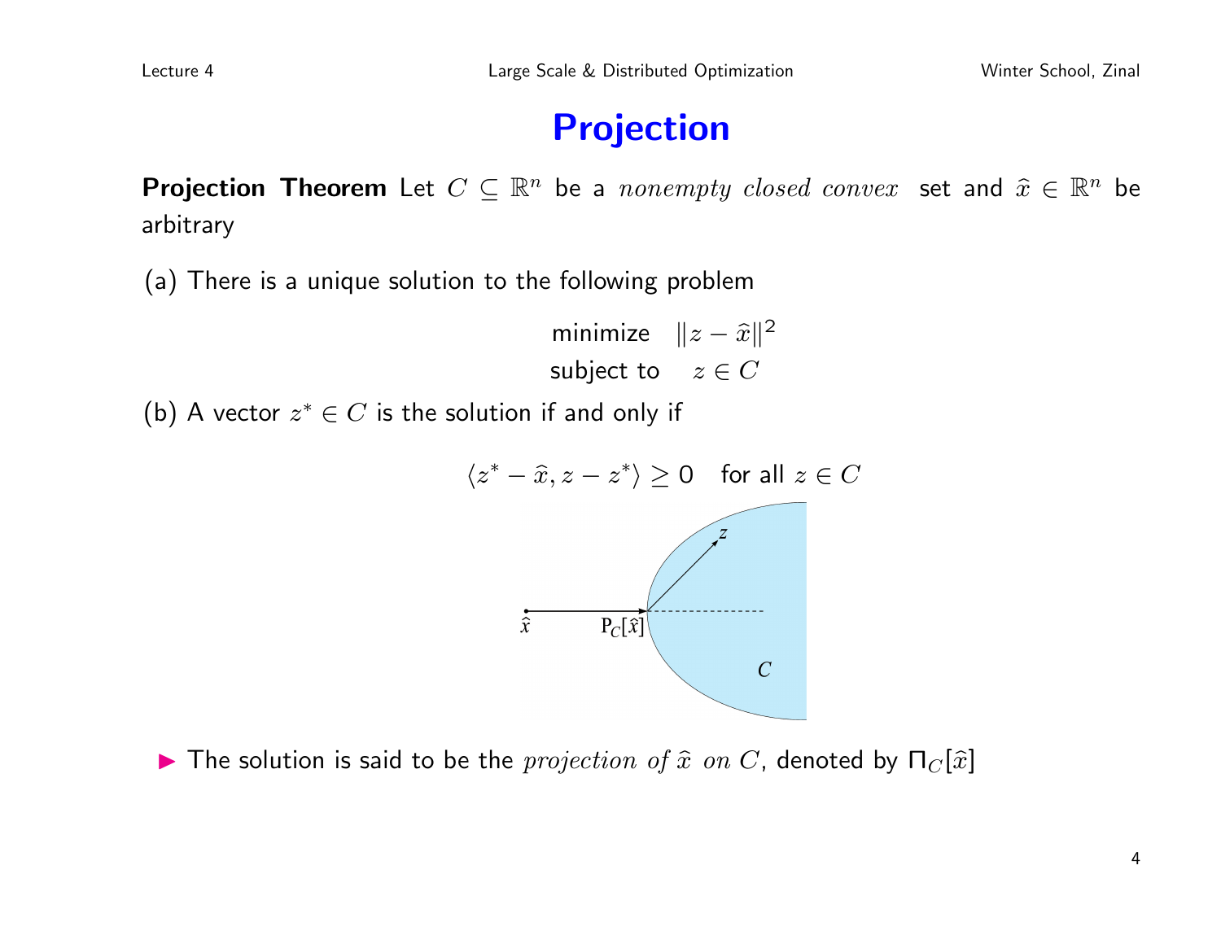# Projection

**Projection Theorem** Let $C \subseteq \mathbb{R}^n$ be a *nonempty closed convex* set and $\widehat{x} \in \mathbb{R}^n$ be arbitrary

(a) There is a unique solution to the following problem

$$\begin{aligned} \text{minimize} \quad & \|z - \widehat{x}\|^2 \\ \text{subject to} \quad & z \in C \end{aligned}$$

(b) A vector $z^* \in C$ is the solution if and only if

$$\langle z^* - \widehat{x}, z - z^* \rangle \geq 0 \quad \text{for all } z \in C$$

- The solution is said to be the *projection of* $\widehat{x}$ *on* $C$, denoted by $\Pi_C[\widehat{x}]$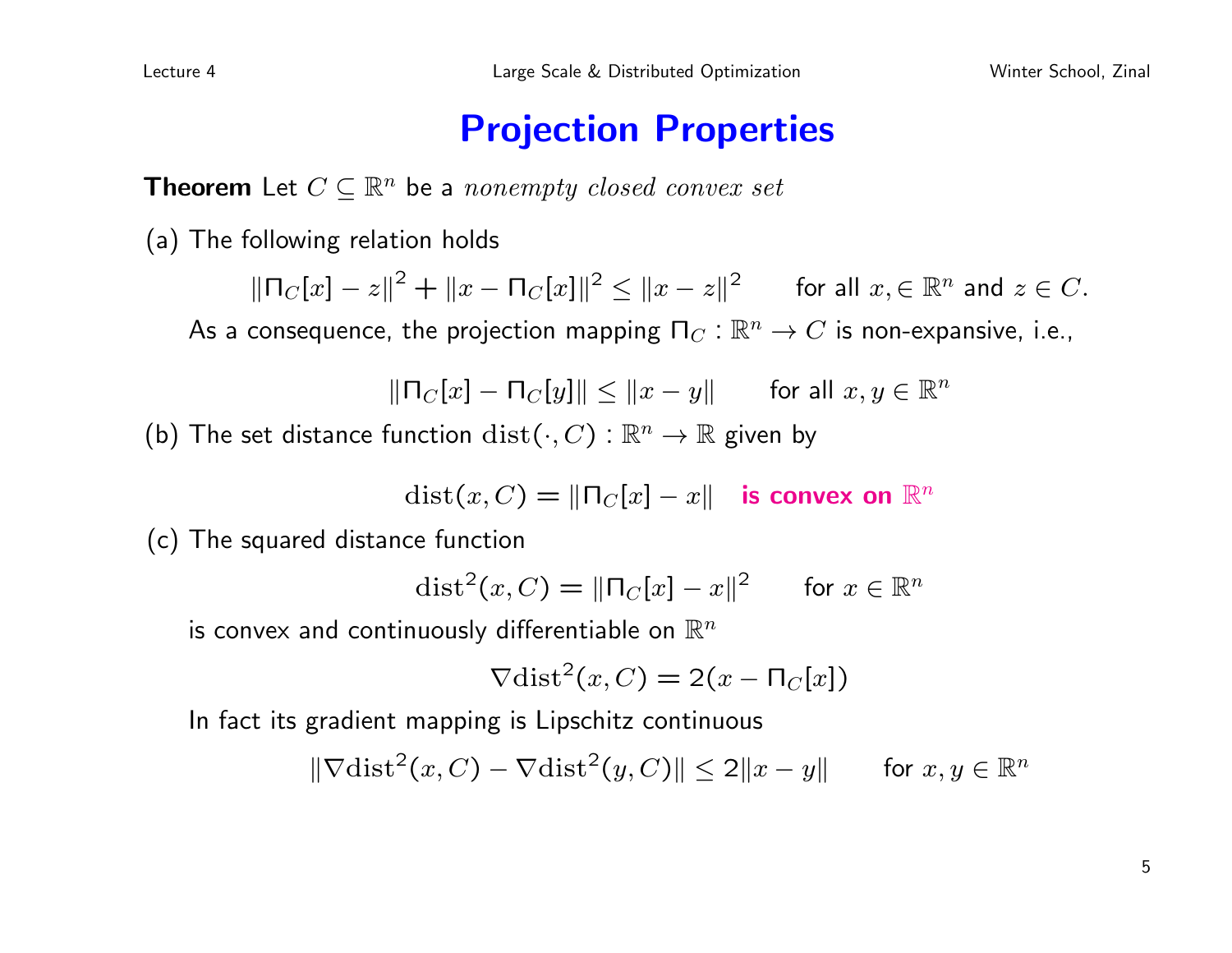# Projection Properties

**Theorem** Let $C \subseteq \mathbb{R}^n$ be a *nonempty closed convex set*

(a) The following relation holds

$$\|\Pi_C[x] - z\|^2 + \|x - \Pi_C[x]\|^2 \leq \|x - z\|^2 \qquad \text{for all } x, \in \mathbb{R}^n \text{ and } z \in C.$$

As a consequence, the projection mapping $\Pi_C : \mathbb{R}^n \to C$ is non-expansive, i.e.,

$$\|\Pi_C[x] - \Pi_C[y]\| \leq \|x - y\| \qquad \text{for all } x, y \in \mathbb{R}^n$$

(b) The set distance function $\mathrm{dist}(\cdot, C) : \mathbb{R}^n \to \mathbb{R}$ given by

$$\mathrm{dist}(x, C) = \|\Pi_C[x] - x\| \quad \textbf{is convex on } \mathbb{R}^n$$

(c) The squared distance function

$$\mathrm{dist}^2(x, C) = \|\Pi_C[x] - x\|^2 \qquad \text{for } x \in \mathbb{R}^n$$

is convex and continuously differentiable on $\mathbb{R}^n$

$$\nabla \mathrm{dist}^2(x, C) = 2(x - \Pi_C[x])$$

In fact its gradient mapping is Lipschitz continuous

$$\|\nabla \mathrm{dist}^2(x, C) - \nabla \mathrm{dist}^2(y, C)\| \leq 2\|x - y\| \qquad \text{for } x, y \in \mathbb{R}^n$$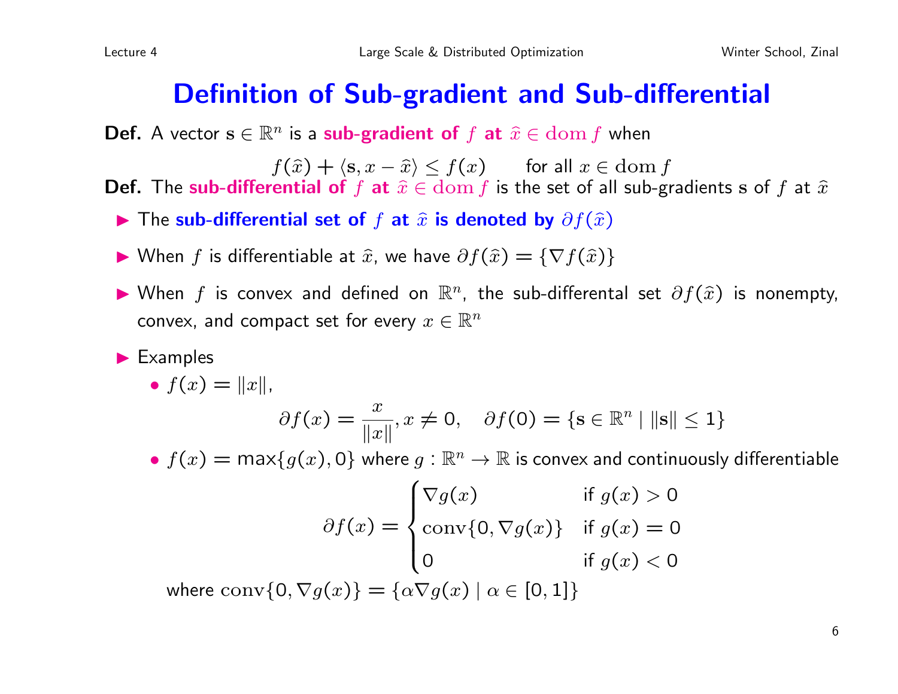# Definition of Sub-gradient and Sub-differential

**Def.** A vector $\mathbf{s} \in \mathbb{R}^n$ is a **sub-gradient of $f$ at $\widehat{x} \in \operatorname{dom} f$** when

$$f(\widehat{x}) + \langle \mathbf{s}, x - \widehat{x} \rangle \le f(x) \qquad \text{for all } x \in \operatorname{dom} f$$

**Def.** The **sub-differential of $f$ at $\widehat{x} \in \operatorname{dom} f$** is the set of all sub-gradients $\mathbf{s}$ of $f$ at $\widehat{x}$

- The **sub-differential set of $f$ at $\widehat{x}$ is denoted by $\partial f(\widehat{x})$**
- When $f$ is differentiable at $\widehat{x}$, we have $\partial f(\widehat{x}) = \{\nabla f(\widehat{x})\}$
- When $f$ is convex and defined on $\mathbb{R}^n$, the sub-differental set $\partial f(\widehat{x})$ is nonempty, convex, and compact set for every $x \in \mathbb{R}^n$
- Examples
  - $f(x) = \|x\|$,

    $$\partial f(x) = \frac{x}{\|x\|}, x \neq 0, \quad \partial f(0) = \{\mathbf{s} \in \mathbb{R}^n \mid \|\mathbf{s}\| \le 1\}$$

  - $f(x) = \max\{g(x), 0\}$ where $g : \mathbb{R}^n \to \mathbb{R}$ is convex and continuously differentiable

    $$\partial f(x) = \begin{cases} \nabla g(x) & \text{if } g(x) > 0 \\ \operatorname{conv}\{0, \nabla g(x)\} & \text{if } g(x) = 0 \\ 0 & \text{if } g(x) < 0 \end{cases}$$

    where $\operatorname{conv}\{0, \nabla g(x)\} = \{\alpha \nabla g(x) \mid \alpha \in [0, 1]\}$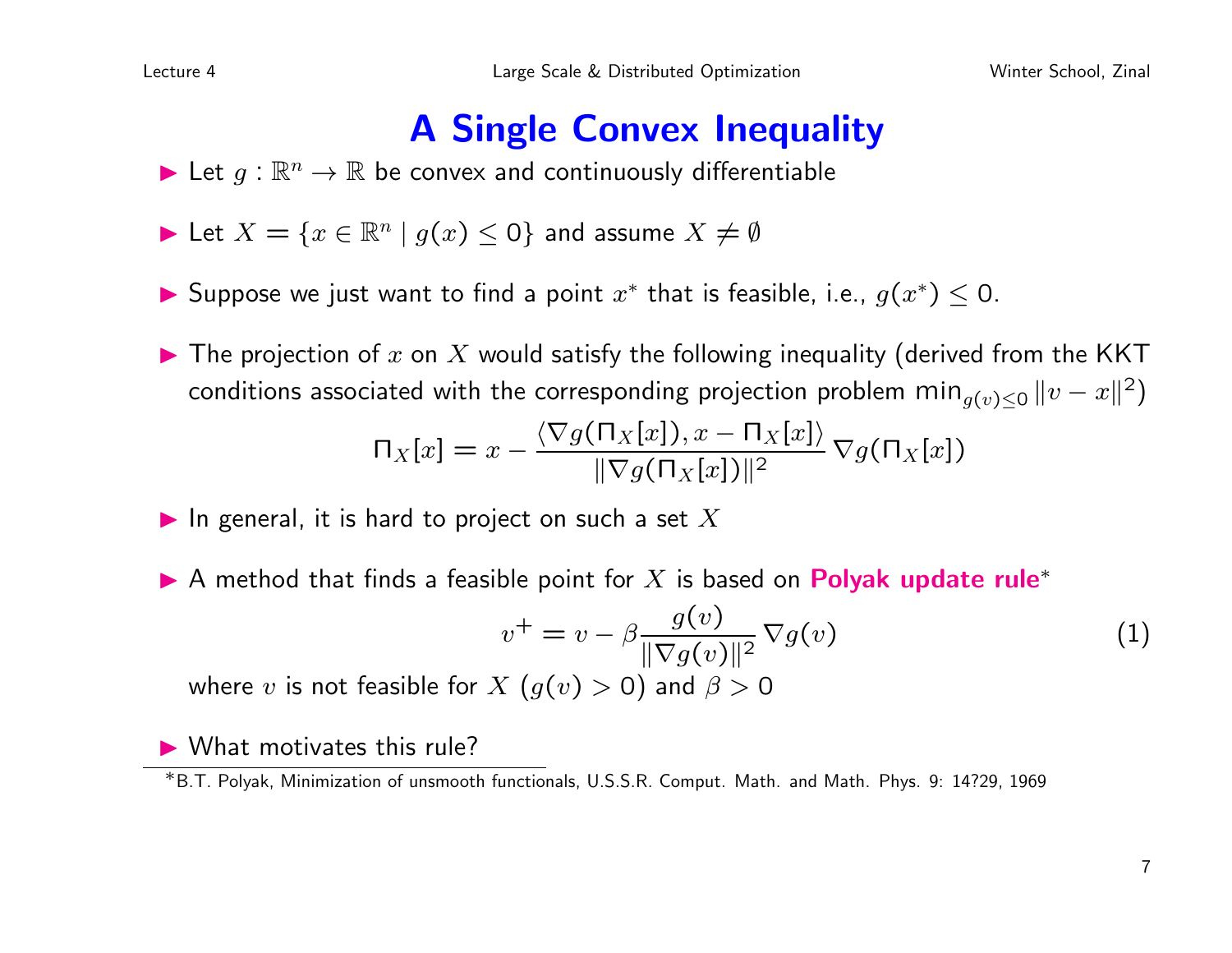# A Single Convex Inequality

- Let $g : \mathbb{R}^n \to \mathbb{R}$ be convex and continuously differentiable
- Let $X = \{x \in \mathbb{R}^n \mid g(x) \le 0\}$ and assume $X \ne \emptyset$
- Suppose we just want to find a point $x^*$ that is feasible, i.e., $g(x^*) \le 0$.
- The projection of $x$ on $X$ would satisfy the following inequality (derived from the KKT conditions associated with the corresponding projection problem $\min_{g(v)\le 0} \|v - x\|^2$)

$$\Pi_X[x] = x - \frac{\langle \nabla g(\Pi_X[x]), x - \Pi_X[x]\rangle}{\|\nabla g(\Pi_X[x])\|^2} \nabla g(\Pi_X[x])$$

- In general, it is hard to project on such a set $X$
- A method that finds a feasible point for $X$ is based on **Polyak update rule***

$$v^+ = v - \beta \frac{g(v)}{\|\nabla g(v)\|^2} \nabla g(v) \tag{1}$$

where $v$ is not feasible for $X$ $(g(v) > 0)$ and $\beta > 0$

- What motivates this rule?

*B.T. Polyak, Minimization of unsmooth functionals, U.S.S.R. Comput. Math. and Math. Phys. 9: 14?29, 1969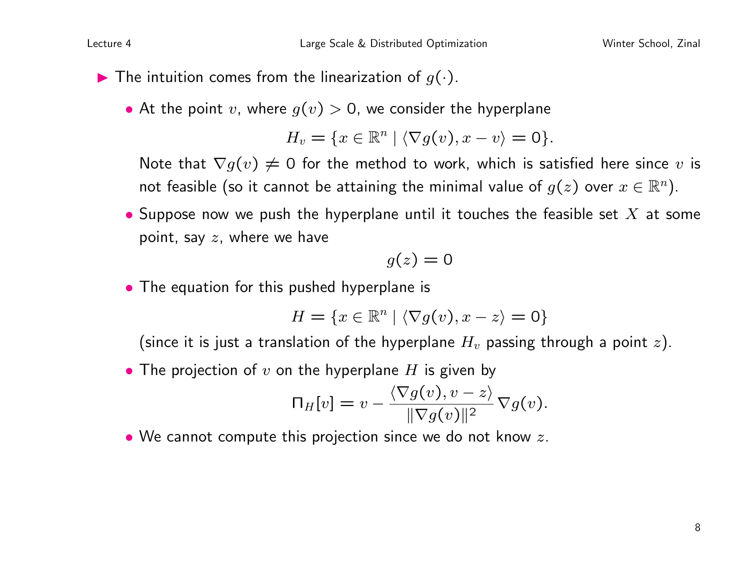- The intuition comes from the linearization of $g(\cdot)$.

  - At the point $v$, where $g(v) > 0$, we consider the hyperplane

    $$H_v = \{x \in \mathbb{R}^n \mid \langle \nabla g(v), x - v \rangle = 0\}.$$

    Note that $\nabla g(v) \neq 0$ for the method to work, which is satisfied here since $v$ is not feasible (so it cannot be attaining the minimal value of $g(z)$ over $x \in \mathbb{R}^n$).

  - Suppose now we push the hyperplane until it touches the feasible set $X$ at some point, say $z$, where we have

    $$g(z) = 0$$

  - The equation for this pushed hyperplane is

    $$H = \{x \in \mathbb{R}^n \mid \langle \nabla g(v), x - z \rangle = 0\}$$

    (since it is just a translation of the hyperplane $H_v$ passing through a point $z$).

  - The projection of $v$ on the hyperplane $H$ is given by

    $$\Pi_H[v] = v - \frac{\langle \nabla g(v), v - z \rangle}{\|\nabla g(v)\|^2} \nabla g(v).$$

  - We cannot compute this projection since we do not know $z$.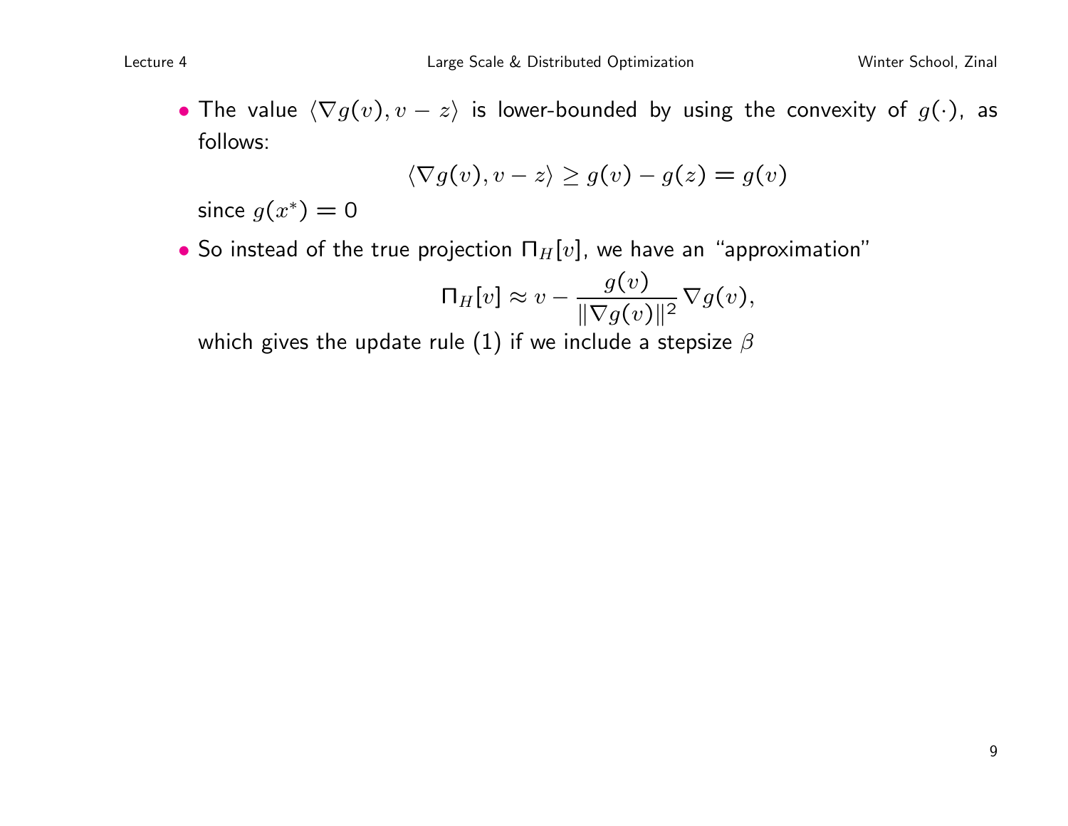- The value $\langle \nabla g(v), v - z \rangle$ is lower-bounded by using the convexity of $g(\cdot)$, as follows:

$$\langle \nabla g(v), v - z \rangle \geq g(v) - g(z) = g(v)$$

  since $g(x^*) = 0$

- So instead of the true projection $\Pi_H[v]$, we have an "approximation"

$$\Pi_H[v] \approx v - \frac{g(v)}{\|\nabla g(v)\|^2} \nabla g(v),$$

  which gives the update rule (1) if we include a stepsize $\beta$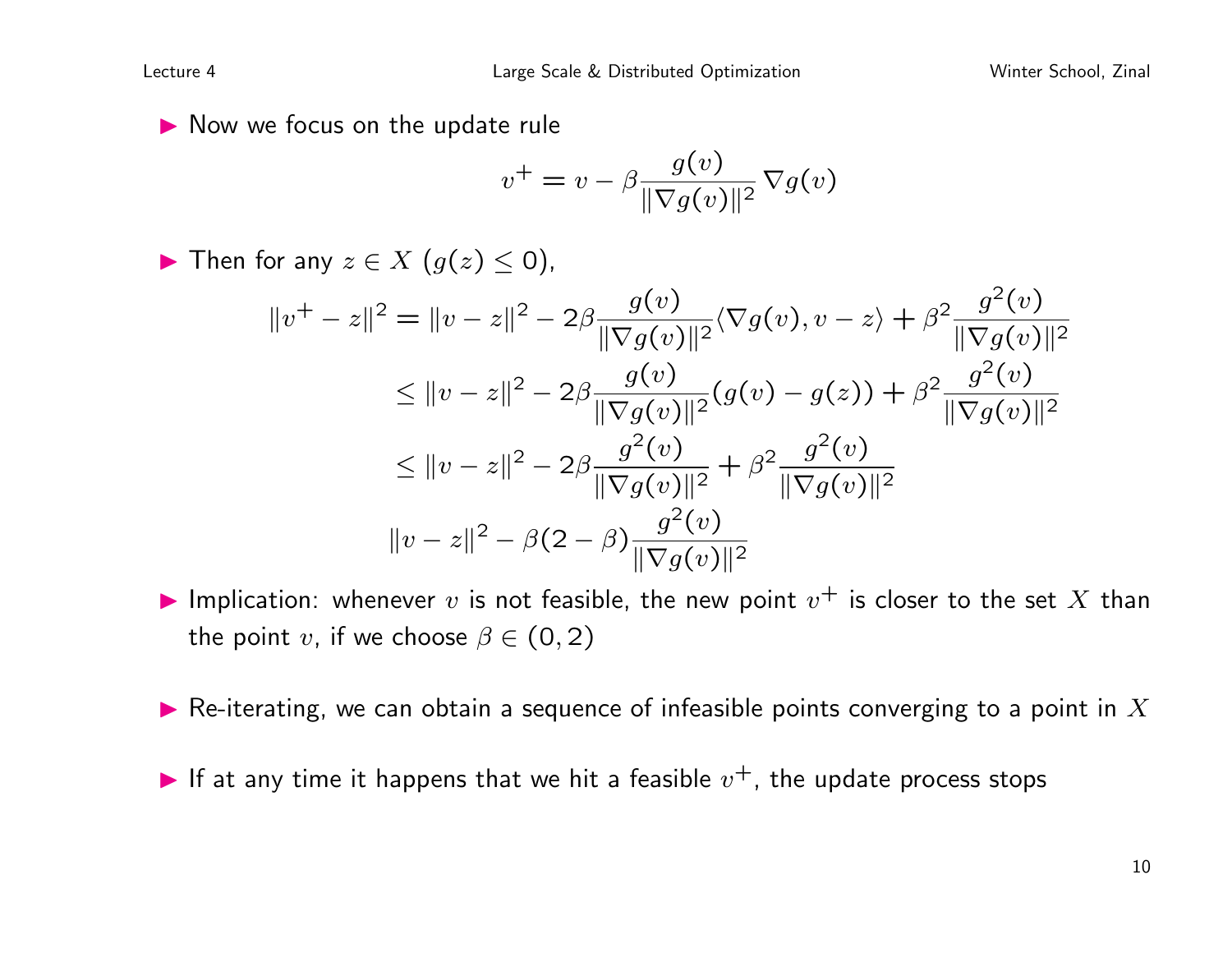- Now we focus on the update rule

$$v^+ = v - \beta \frac{g(v)}{\|\nabla g(v)\|^2} \nabla g(v)$$

- Then for any $z \in X$ $(g(z) \leq 0)$,

$$\begin{aligned}
\|v^+ - z\|^2 &= \|v - z\|^2 - 2\beta \frac{g(v)}{\|\nabla g(v)\|^2} \langle \nabla g(v), v - z \rangle + \beta^2 \frac{g^2(v)}{\|\nabla g(v)\|^2} \\
&\leq \|v - z\|^2 - 2\beta \frac{g(v)}{\|\nabla g(v)\|^2} (g(v) - g(z)) + \beta^2 \frac{g^2(v)}{\|\nabla g(v)\|^2} \\
&\leq \|v - z\|^2 - 2\beta \frac{g^2(v)}{\|\nabla g(v)\|^2} + \beta^2 \frac{g^2(v)}{\|\nabla g(v)\|^2} \\
&\|v - z\|^2 - \beta(2 - \beta) \frac{g^2(v)}{\|\nabla g(v)\|^2}
\end{aligned}$$

- Implication: whenever $v$ is not feasible, the new point $v^+$ is closer to the set $X$ than the point $v$, if we choose $\beta \in (0, 2)$

- Re-iterating, we can obtain a sequence of infeasible points converging to a point in $X$

- If at any time it happens that we hit a feasible $v^+$, the update process stops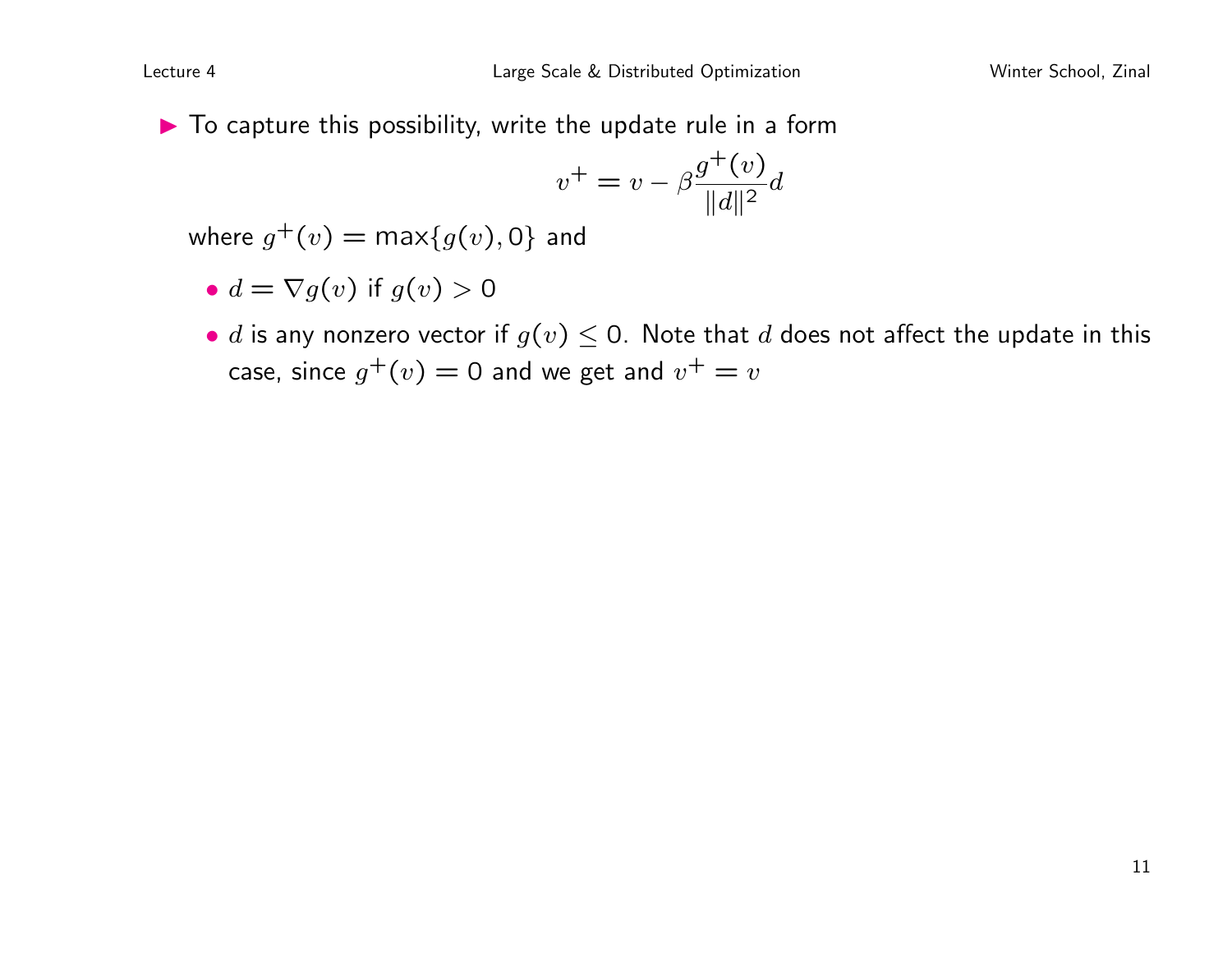- To capture this possibility, write the update rule in a form

$$v^+ = v - \beta \frac{g^+(v)}{\|d\|^2} d$$

where $g^+(v) = \max\{g(v), 0\}$ and

  - $d = \nabla g(v)$ if $g(v) > 0$
  - $d$ is any nonzero vector if $g(v) \leq 0$. Note that $d$ does not affect the update in this case, since $g^+(v) = 0$ and we get and $v^+ = v$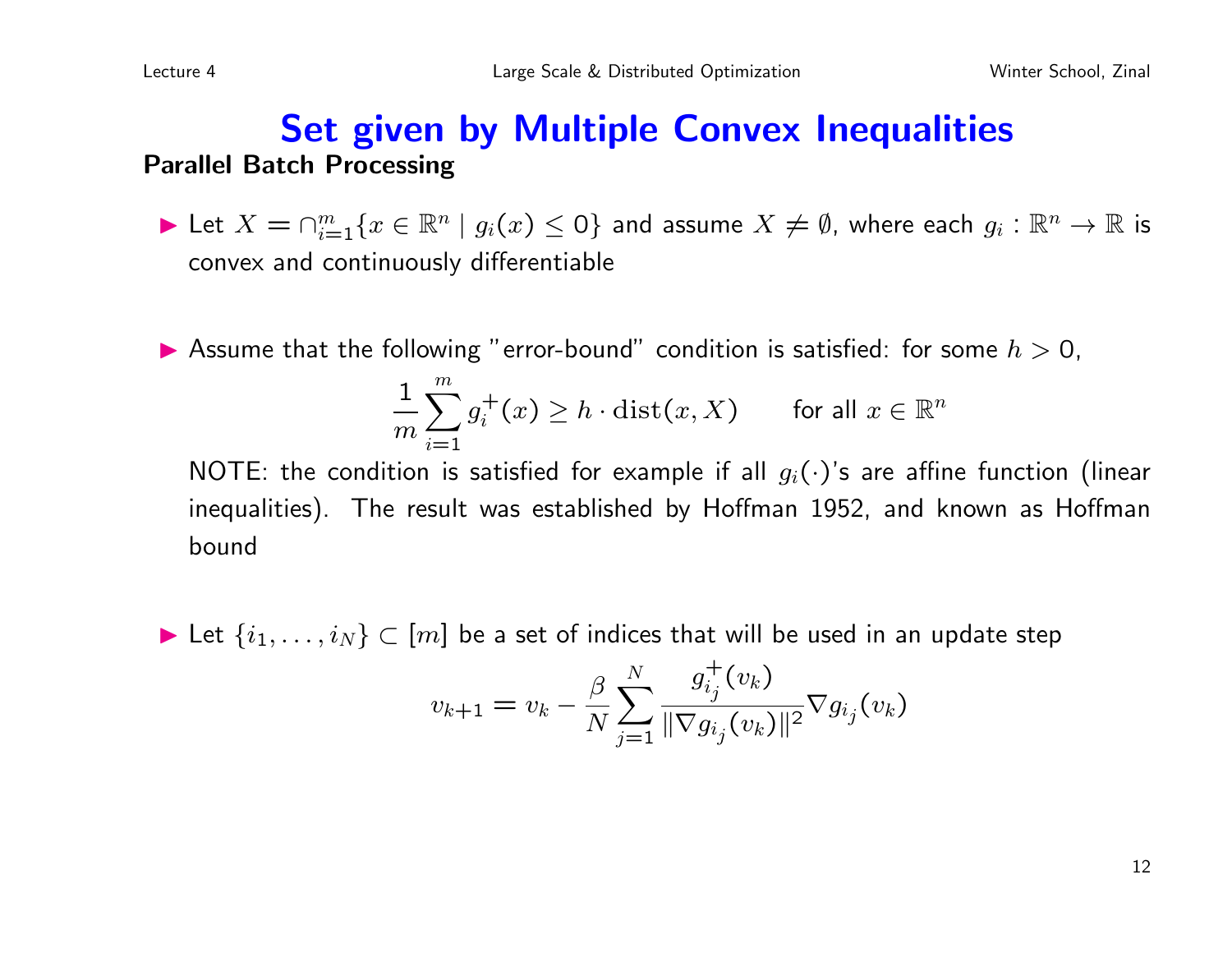# Set given by Multiple Convex Inequalities

**Parallel Batch Processing**

- Let $X = \cap_{i=1}^{m} \{x \in \mathbb{R}^n \mid g_i(x) \leq 0\}$ and assume $X \neq \emptyset$, where each $g_i : \mathbb{R}^n \to \mathbb{R}$ is convex and continuously differentiable

- Assume that the following "error-bound" condition is satisfied: for some $h > 0$,
$$\frac{1}{m} \sum_{i=1}^{m} g_i^+(x) \geq h \cdot \mathrm{dist}(x, X) \qquad \text{for all } x \in \mathbb{R}^n$$
NOTE: the condition is satisfied for example if all $g_i(\cdot)$'s are affine function (linear inequalities). The result was established by Hoffman 1952, and known as Hoffman bound

- Let $\{i_1, \ldots, i_N\} \subset [m]$ be a set of indices that will be used in an update step
$$v_{k+1} = v_k - \frac{\beta}{N} \sum_{j=1}^{N} \frac{g_{i_j}^+(v_k)}{\|\nabla g_{i_j}(v_k)\|^2} \nabla g_{i_j}(v_k)$$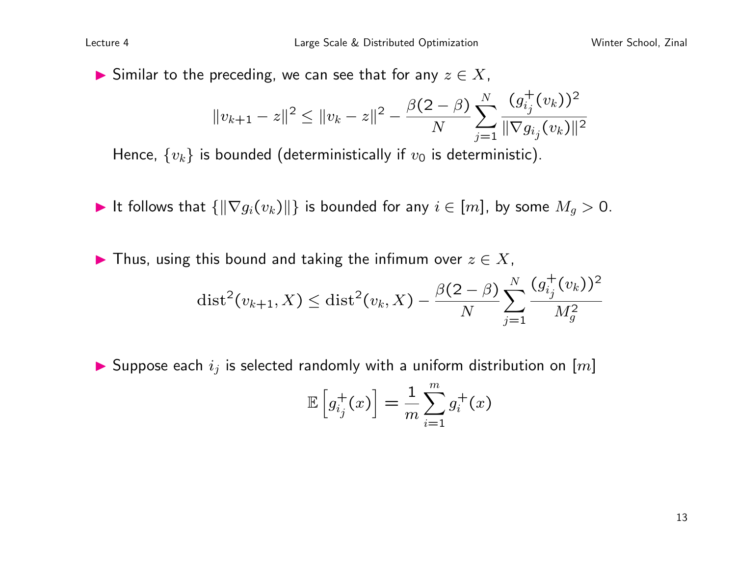- Similar to the preceding, we can see that for any $z \in X$,

$$\|v_{k+1} - z\|^2 \leq \|v_k - z\|^2 - \frac{\beta(2-\beta)}{N} \sum_{j=1}^{N} \frac{(g_{i_j}^+(v_k))^2}{\|\nabla g_{i_j}(v_k)\|^2}$$

  Hence, $\{v_k\}$ is bounded (deterministically if $v_0$ is deterministic).

- It follows that $\{\|\nabla g_i(v_k)\|\}$ is bounded for any $i \in [m]$, by some $M_g > 0$.

- Thus, using this bound and taking the infimum over $z \in X$,

$$\text{dist}^2(v_{k+1}, X) \leq \text{dist}^2(v_k, X) - \frac{\beta(2-\beta)}{N} \sum_{j=1}^{N} \frac{(g_{i_j}^+(v_k))^2}{M_g^2}$$

- Suppose each $i_j$ is selected randomly with a uniform distribution on $[m]$

$$\mathbb{E}\left[g_{i_j}^+(x)\right] = \frac{1}{m} \sum_{i=1}^{m} g_i^+(x)$$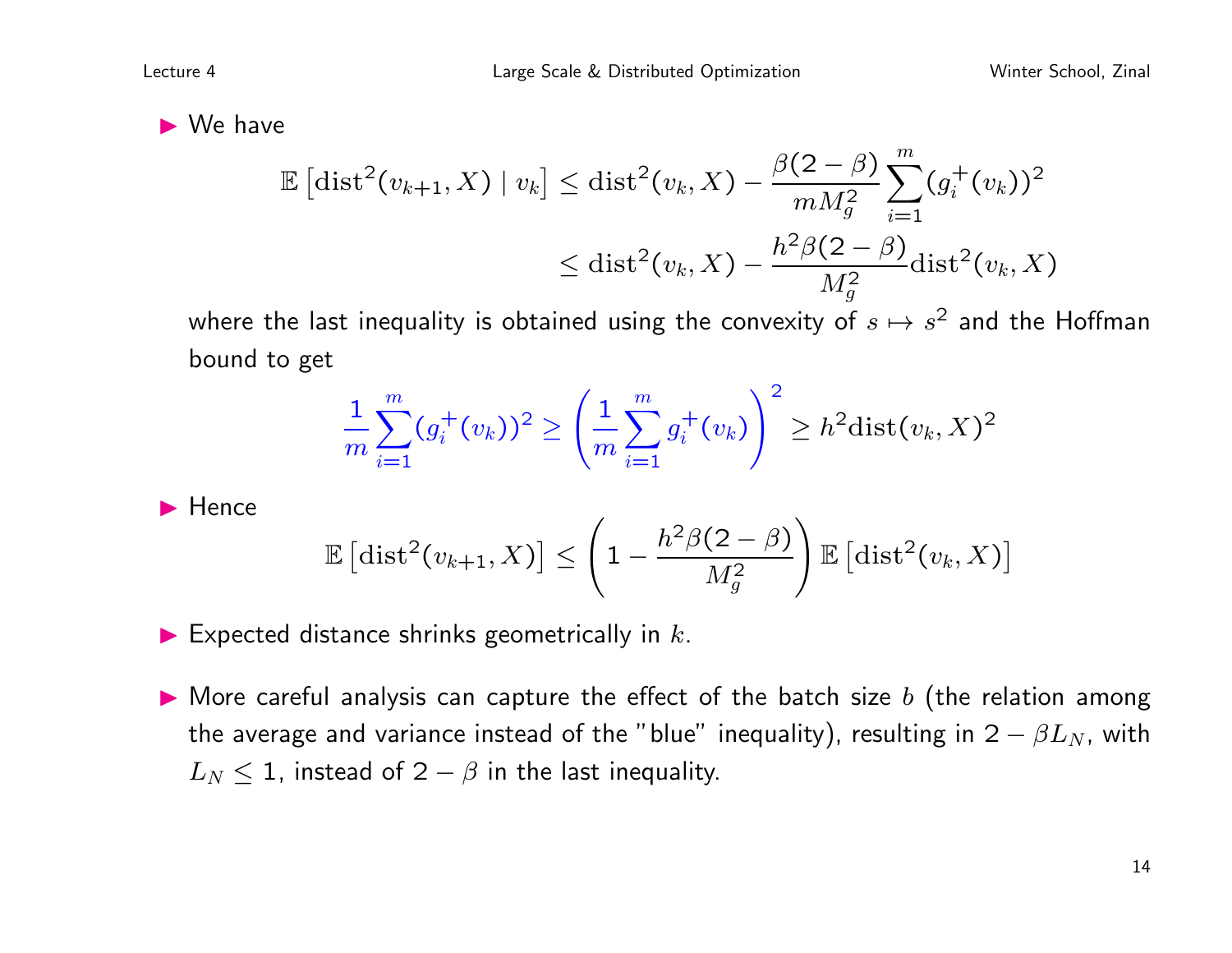- We have

$$
\begin{aligned}
\mathbb{E}\left[\mathrm{dist}^2(v_{k+1}, X) \mid v_k\right] &\leq \mathrm{dist}^2(v_k, X) - \frac{\beta(2-\beta)}{mM_g^2}\sum_{i=1}^{m}(g_i^+(v_k))^2 \\
&\leq \mathrm{dist}^2(v_k, X) - \frac{h^2\beta(2-\beta)}{M_g^2}\mathrm{dist}^2(v_k, X)
\end{aligned}
$$

  where the last inequality is obtained using the convexity of $s \mapsto s^2$ and the Hoffman bound to get

$$
\frac{1}{m}\sum_{i=1}^{m}(g_i^+(v_k))^2 \geq \left(\frac{1}{m}\sum_{i=1}^{m} g_i^+(v_k)\right)^2 \geq h^2 \mathrm{dist}(v_k, X)^2
$$

- Hence

$$
\mathbb{E}\left[\mathrm{dist}^2(v_{k+1}, X)\right] \leq \left(1 - \frac{h^2\beta(2-\beta)}{M_g^2}\right)\mathbb{E}\left[\mathrm{dist}^2(v_k, X)\right]
$$

- Expected distance shrinks geometrically in $k$.

- More careful analysis can capture the effect of the batch size $b$ (the relation among the average and variance instead of the "blue" inequality), resulting in $2 - \beta L_N$, with $L_N \leq 1$, instead of $2 - \beta$ in the last inequality.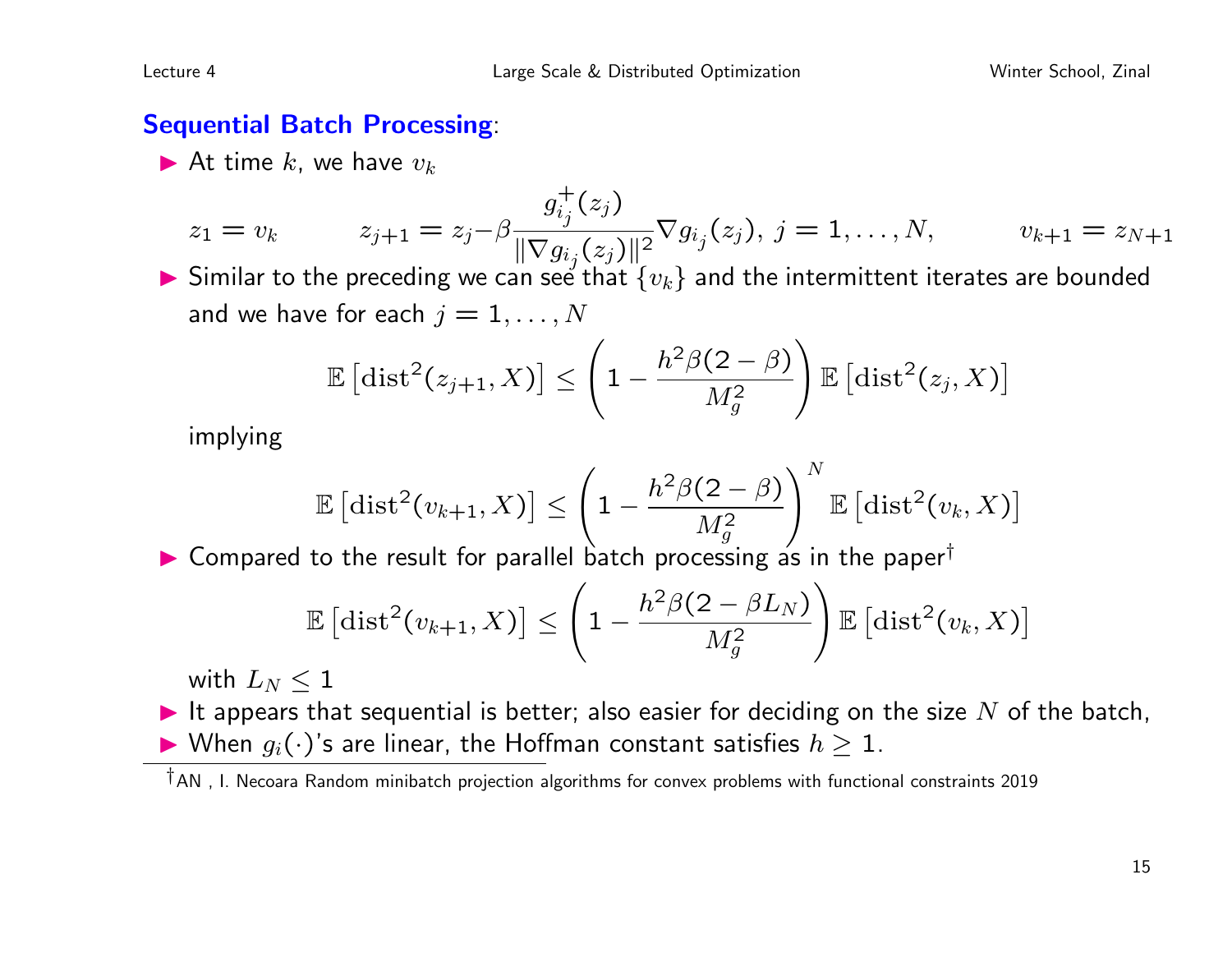**Sequential Batch Processing**:

- At time $k$, we have $v_k$

$$z_1 = v_k \qquad z_{j+1} = z_j - \beta \frac{g_{i_j}^+(z_j)}{\|\nabla g_{i_j}(z_j)\|^2} \nabla g_{i_j}(z_j),\ j = 1, \ldots, N, \qquad v_{k+1} = z_{N+1}$$

- Similar to the preceding we can see that $\{v_k\}$ and the intermittent iterates are bounded and we have for each $j = 1, \ldots, N$

$$\mathbb{E}\left[\mathrm{dist}^2(z_{j+1}, X)\right] \le \left(1 - \frac{h^2\beta(2-\beta)}{M_g^2}\right) \mathbb{E}\left[\mathrm{dist}^2(z_j, X)\right]$$

implying

$$\mathbb{E}\left[\mathrm{dist}^2(v_{k+1}, X)\right] \le \left(1 - \frac{h^2\beta(2-\beta)}{M_g^2}\right)^N \mathbb{E}\left[\mathrm{dist}^2(v_k, X)\right]$$

- Compared to the result for parallel batch processing as in the paper[†]

$$\mathbb{E}\left[\mathrm{dist}^2(v_{k+1}, X)\right] \le \left(1 - \frac{h^2\beta(2-\beta L_N)}{M_g^2}\right) \mathbb{E}\left[\mathrm{dist}^2(v_k, X)\right]$$

with $L_N \le 1$

- It appears that sequential is better; also easier for deciding on the size $N$ of the batch,
- When $g_i(\cdot)$'s are linear, the Hoffman constant satisfies $h \ge 1$.

[†] AN , I. Necoara Random minibatch projection algorithms for convex problems with functional constraints 2019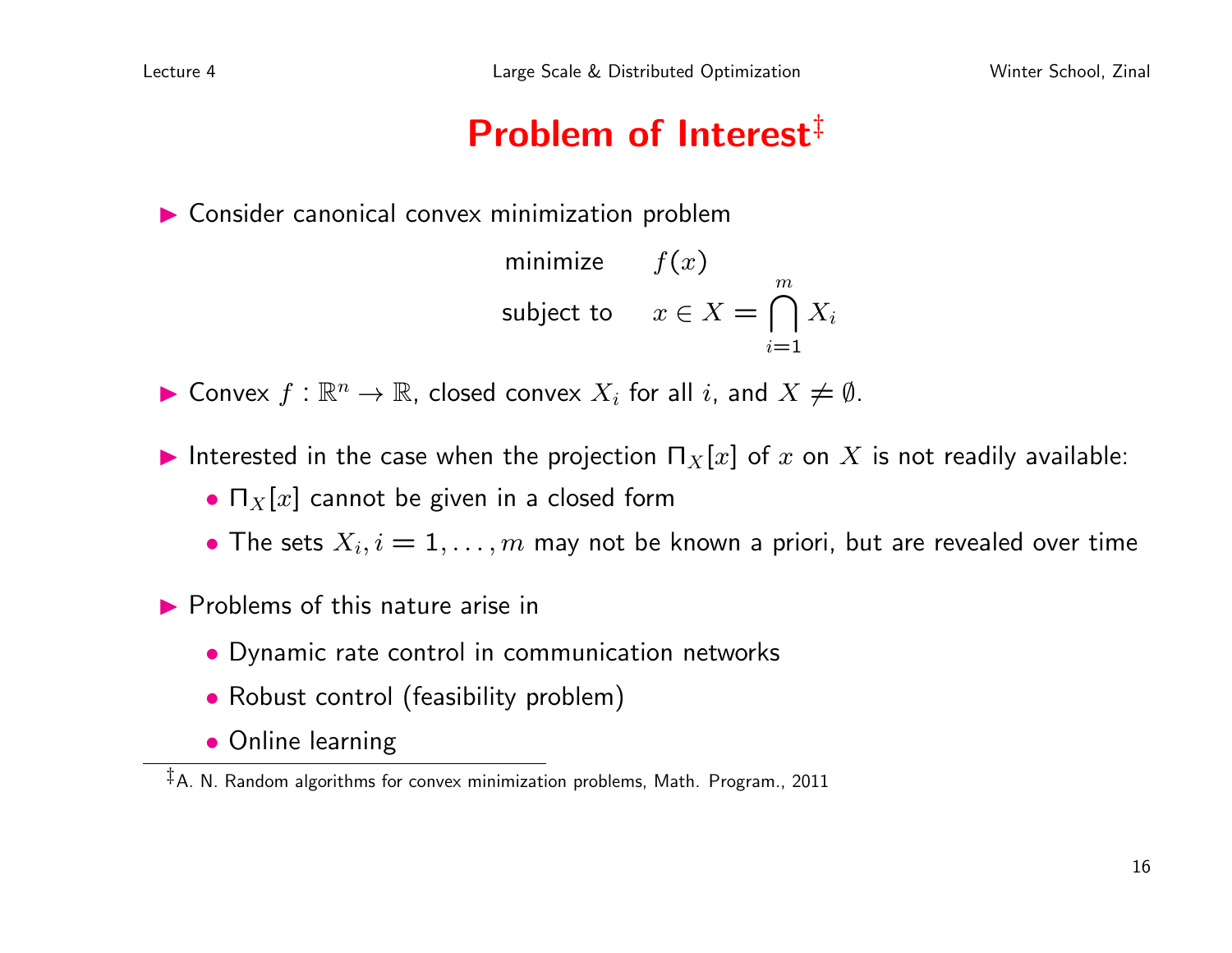# Problem of Interest[‡]

- Consider canonical convex minimization problem

$$\begin{aligned} \text{minimize} \quad & f(x) \\ \text{subject to} \quad & x \in X = \bigcap_{i=1}^{m} X_i \end{aligned}$$

- Convex $f : \mathbb{R}^n \to \mathbb{R}$, closed convex $X_i$ for all $i$, and $X \neq \emptyset$.

- Interested in the case when the projection $\Pi_X[x]$ of $x$ on $X$ is not readily available:
  - $\Pi_X[x]$ cannot be given in a closed form
  - The sets $X_i, i = 1, \ldots, m$ may not be known a priori, but are revealed over time

- Problems of this nature arise in
  - Dynamic rate control in communication networks
  - Robust control (feasibility problem)
  - Online learning

---

[‡]A. N. Random algorithms for convex minimization problems, Math. Program., 2011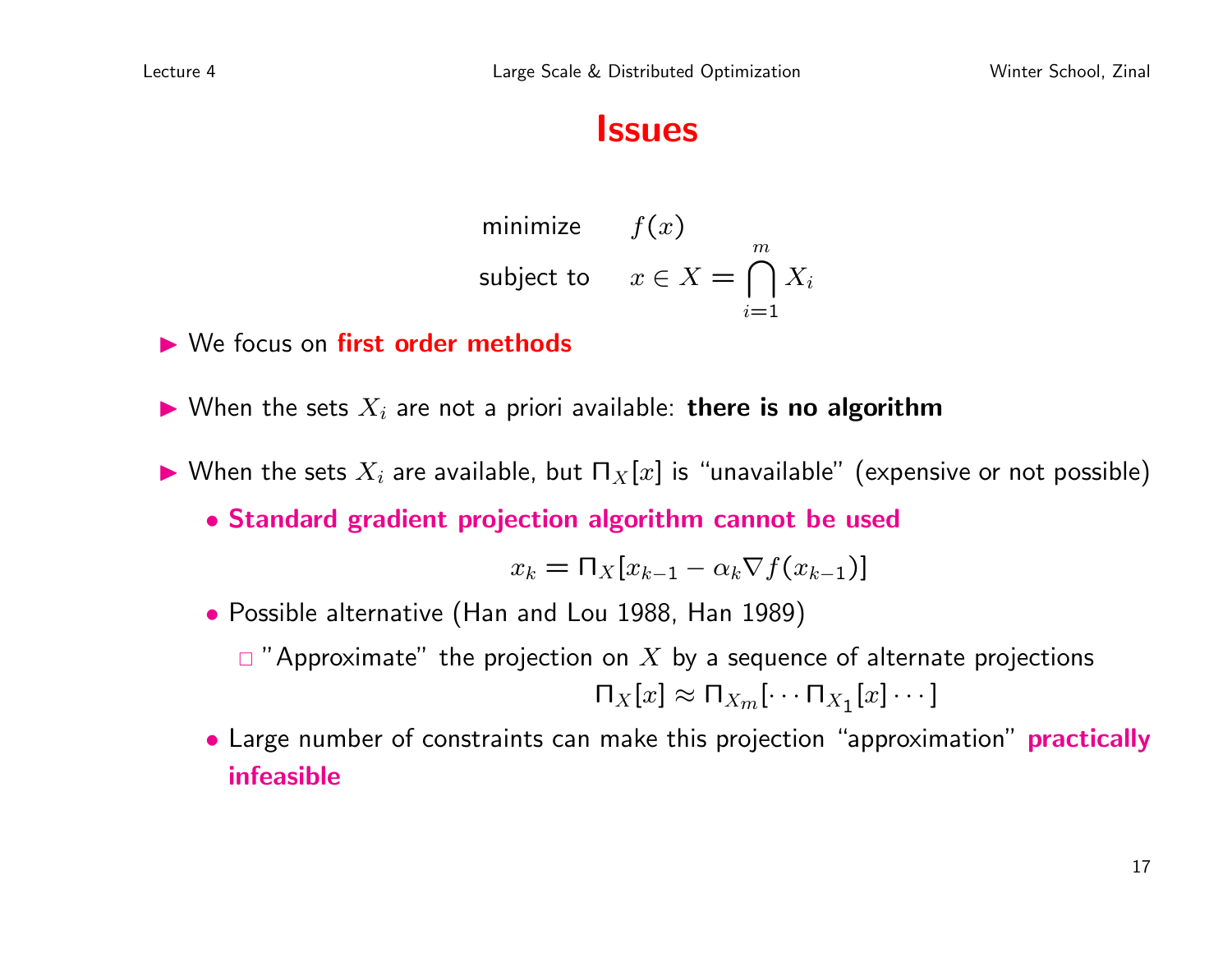# Issues

$$\begin{array}{ll} \text{minimize} & f(x) \\ \text{subject to} & x \in X = \bigcap_{i=1}^{m} X_i \end{array}$$

- We focus on **first order methods**
- When the sets $X_i$ are not a priori available: **there is no algorithm**
- When the sets $X_i$ are available, but $\Pi_X[x]$ is "unavailable" (expensive or not possible)
  - **Standard gradient projection algorithm cannot be used**

    $$x_k = \Pi_X[x_{k-1} - \alpha_k \nabla f(x_{k-1})]$$

  - Possible alternative (Han and Lou 1988, Han 1989)
    - "Approximate" the projection on $X$ by a sequence of alternate projections

      $$\Pi_X[x] \approx \Pi_{X_m}[\cdots \Pi_{X_1}[x] \cdots]$$

  - Large number of constraints can make this projection "approximation" **practically infeasible**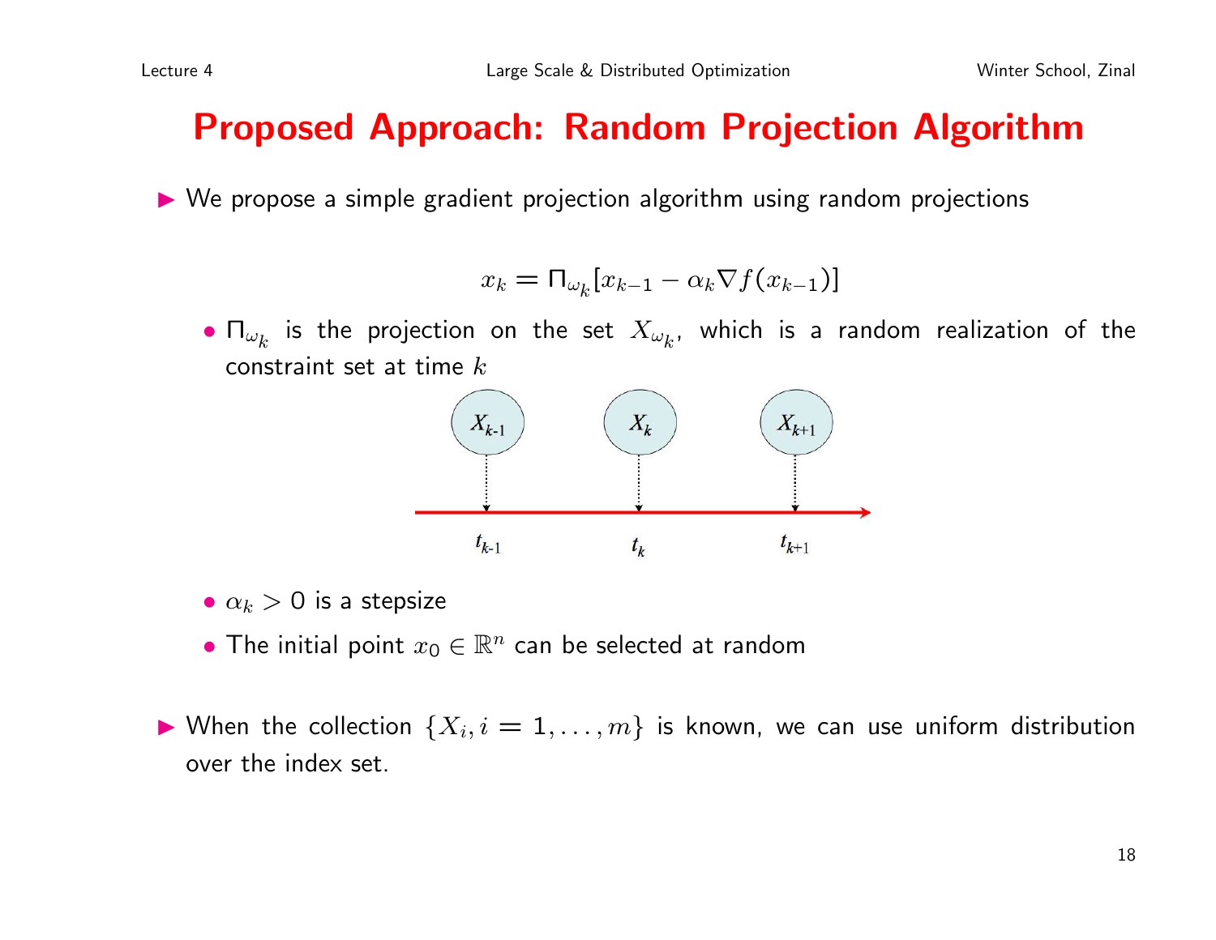# Proposed Approach: Random Projection Algorithm

- We propose a simple gradient projection algorithm using random projections

$$x_k = \Pi_{\omega_k}[x_{k-1} - \alpha_k \nabla f(x_{k-1})]$$

  - $\Pi_{\omega_k}$ is the projection on the set $X_{\omega_k}$, which is a random realization of the constraint set at time $k$
  - $\alpha_k > 0$ is a stepsize
  - The initial point $x_0 \in \mathbb{R}^n$ can be selected at random

- When the collection $\{X_i, i = 1, \ldots, m\}$ is known, we can use uniform distribution over the index set.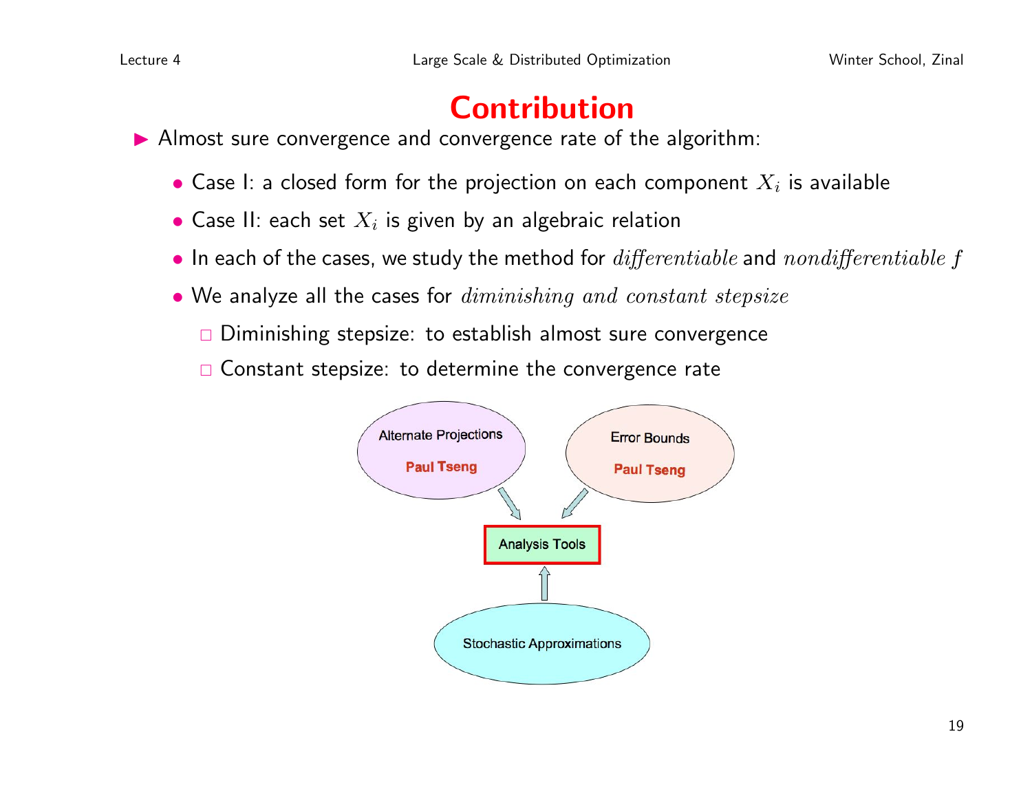# Contribution

- Almost sure convergence and convergence rate of the algorithm:
  - Case I: a closed form for the projection on each component $X_i$ is available
  - Case II: each set $X_i$ is given by an algebraic relation
  - In each of the cases, we study the method for *differentiable* and *nondifferentiable* $f$
  - We analyze all the cases for *diminishing and constant stepsize*
    - Diminishing stepsize: to establish almost sure convergence
    - Constant stepsize: to determine the convergence rate

Alternate Projections
**Paul Tseng**

Error Bounds
**Paul Tseng**

Analysis Tools

Stochastic Approximations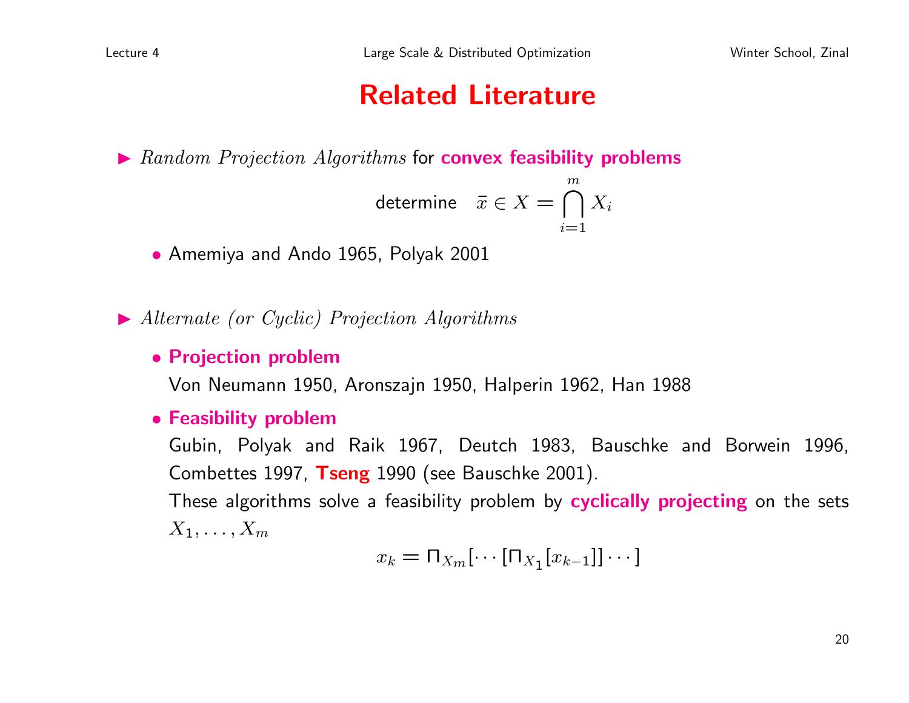# Related Literature

- *Random Projection Algorithms* for **convex feasibility problems**

$$\text{determine} \quad \bar{x} \in X = \bigcap_{i=1}^{m} X_i$$

  - Amemiya and Ando 1965, Polyak 2001

- *Alternate (or Cyclic) Projection Algorithms*
  - **Projection problem**

    Von Neumann 1950, Aronszajn 1950, Halperin 1962, Han 1988
  - **Feasibility problem**

    Gubin, Polyak and Raik 1967, Deutch 1983, Bauschke and Borwein 1996, Combettes 1997, **Tseng** 1990 (see Bauschke 2001).

    These algorithms solve a feasibility problem by **cyclically projecting** on the sets $X_1, \ldots, X_m$

$$x_k = \Pi_{X_m}[\cdots[\Pi_{X_1}[x_{k-1}]]\cdots]$$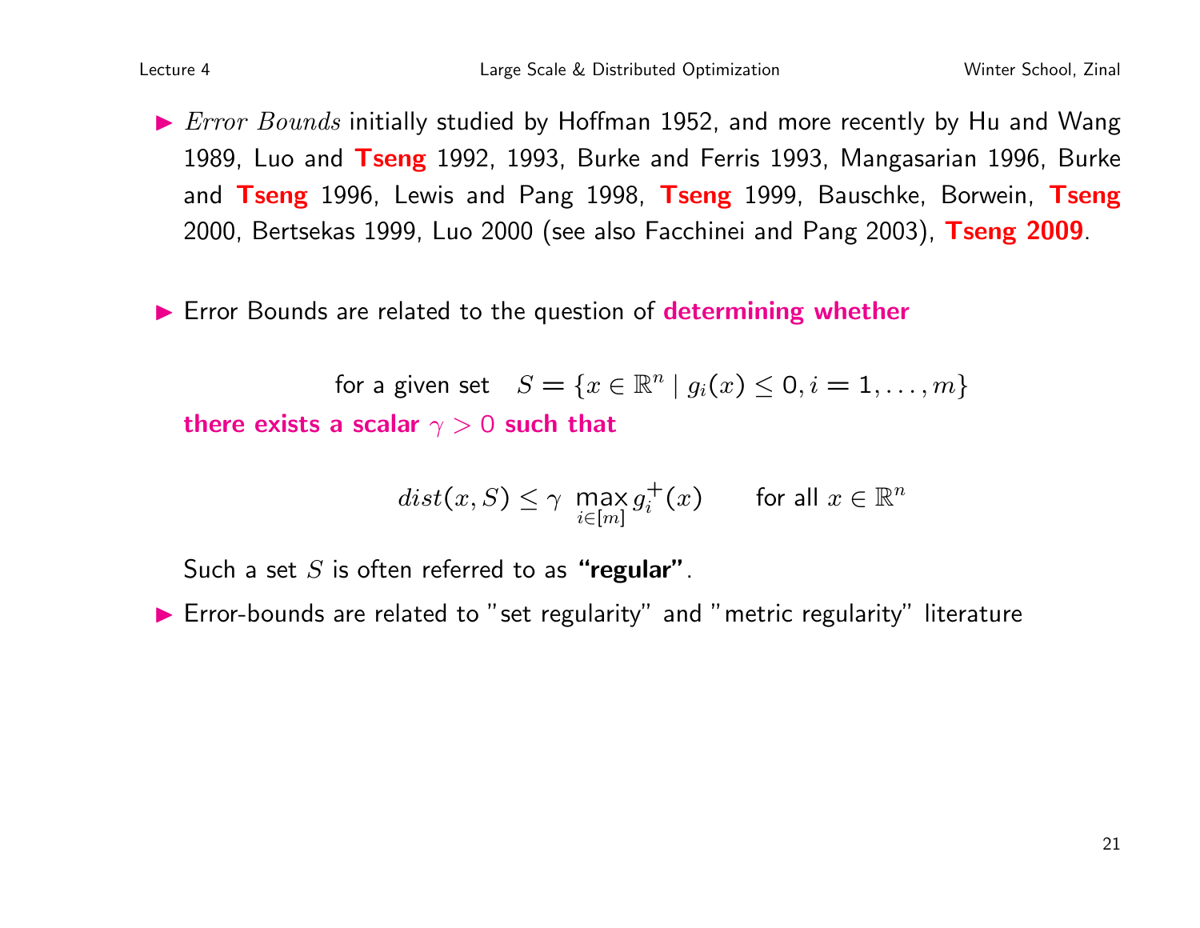- *Error Bounds* initially studied by Hoffman 1952, and more recently by Hu and Wang 1989, Luo and **Tseng** 1992, 1993, Burke and Ferris 1993, Mangasarian 1996, Burke and **Tseng** 1996, Lewis and Pang 1998, **Tseng** 1999, Bauschke, Borwein, **Tseng** 2000, Bertsekas 1999, Luo 2000 (see also Facchinei and Pang 2003), **Tseng 2009**.

- Error Bounds are related to the question of **determining whether**

  for a given set $\quad S = \{x \in \mathbb{R}^n \mid g_i(x) \leq 0, i = 1, \ldots, m\}$

  **there exists a scalar $\gamma > 0$ such that**

  $$dist(x, S) \leq \gamma \max_{i \in [m]} g_i^+(x) \qquad \text{for all } x \in \mathbb{R}^n$$

  Such a set $S$ is often referred to as **"regular"**.

- Error-bounds are related to "set regularity" and "metric regularity" literature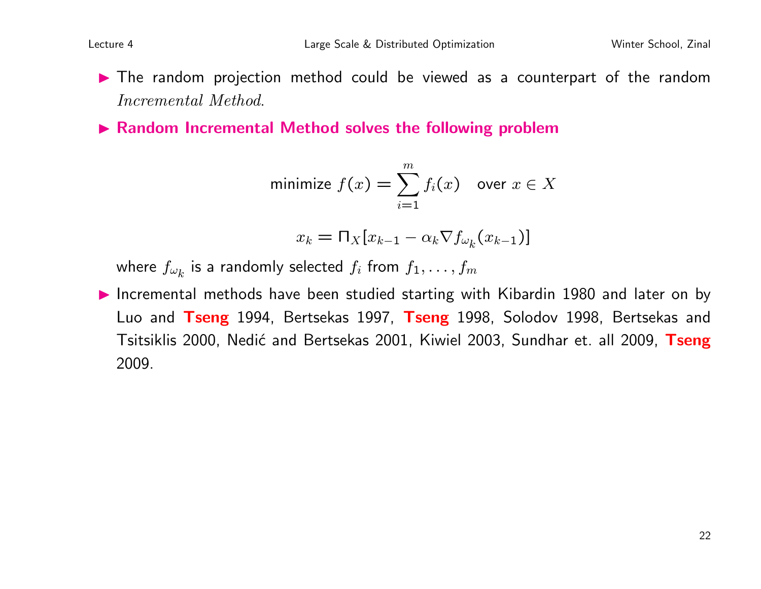- The random projection method could be viewed as a counterpart of the random *Incremental Method*.
- **Random Incremental Method solves the following problem**

$$\text{minimize } f(x) = \sum_{i=1}^{m} f_i(x) \quad \text{over } x \in X$$

$$x_k = \Pi_X[x_{k-1} - \alpha_k \nabla f_{\omega_k}(x_{k-1})]$$

  where $f_{\omega_k}$ is a randomly selected $f_i$ from $f_1, \ldots, f_m$

- Incremental methods have been studied starting with Kibardin 1980 and later on by Luo and **Tseng** 1994, Bertsekas 1997, **Tseng** 1998, Solodov 1998, Bertsekas and Tsitsiklis 2000, Nedić and Bertsekas 2001, Kiwiel 2003, Sundhar et. all 2009, **Tseng** 2009.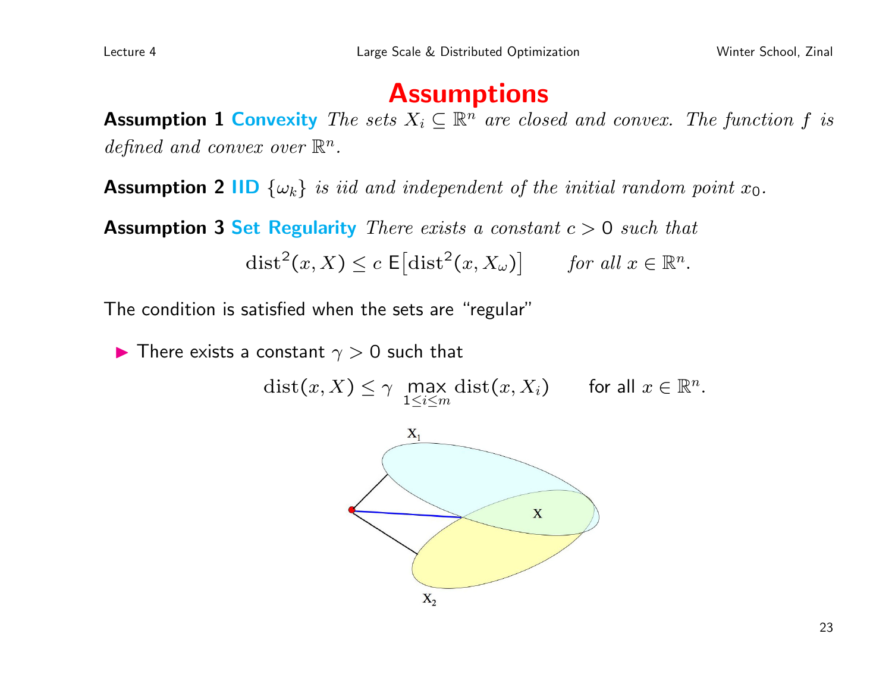# Assumptions

**Assumption 1 Convexity** *The sets $X_i \subseteq \mathbb{R}^n$ are closed and convex. The function $f$ is defined and convex over $\mathbb{R}^n$.*

**Assumption 2 IID** *$\{\omega_k\}$ is iid and independent of the initial random point $x_0$.*

**Assumption 3 Set Regularity** *There exists a constant $c > 0$ such that*

$$\mathrm{dist}^2(x, X) \le c \, \mathsf{E}\big[\mathrm{dist}^2(x, X_\omega)\big] \qquad \textit{for all } x \in \mathbb{R}^n.$$

The condition is satisfied when the sets are "regular"

- There exists a constant $\gamma > 0$ such that

$$\mathrm{dist}(x, X) \le \gamma \max_{1 \le i \le m} \mathrm{dist}(x, X_i) \qquad \text{for all } x \in \mathbb{R}^n.$$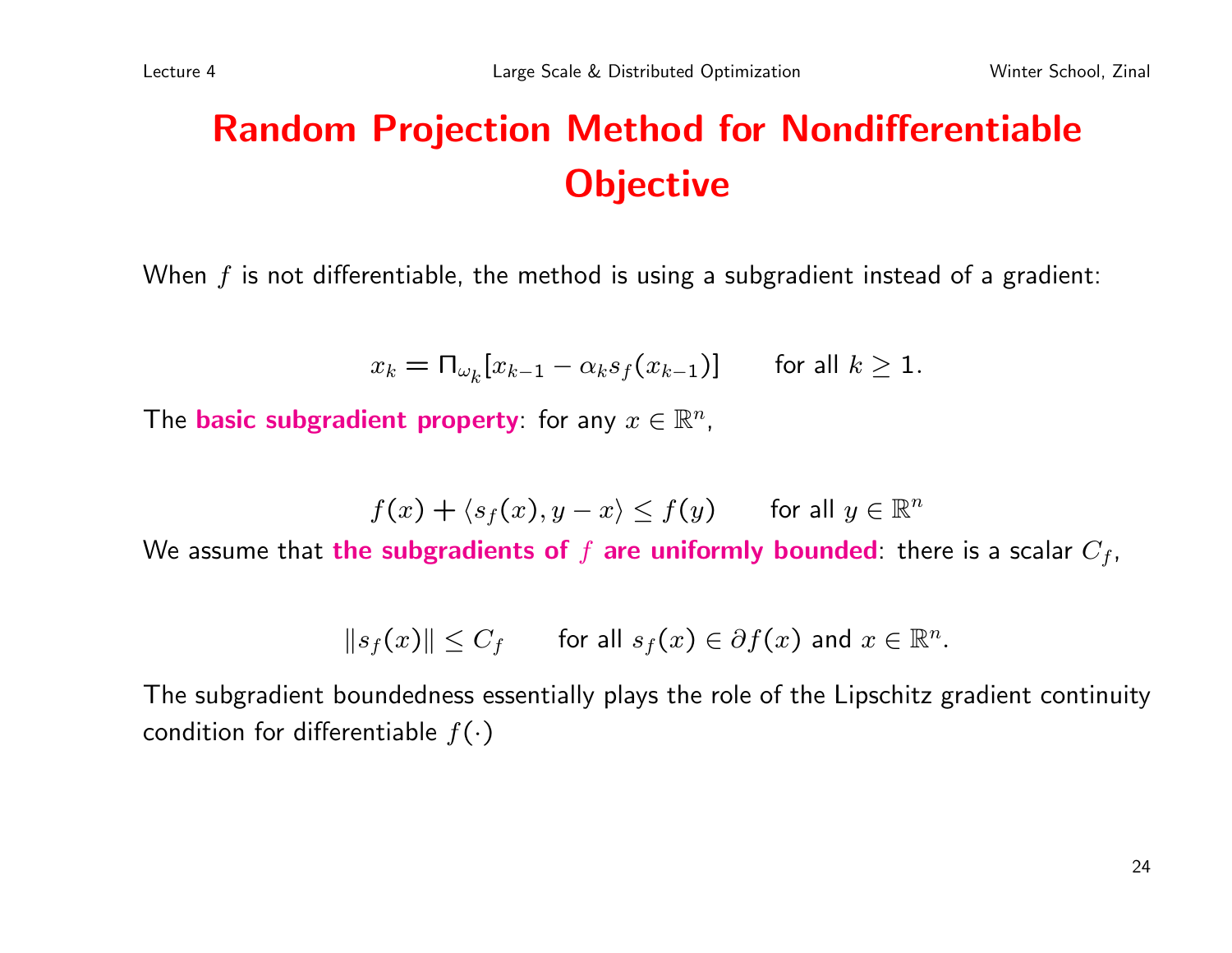# Random Projection Method for Nondifferentiable Objective

When $f$ is not differentiable, the method is using a subgradient instead of a gradient:

$$x_k = \Pi_{\omega_k}[x_{k-1} - \alpha_k s_f(x_{k-1})] \qquad \text{for all } k \geq 1.$$

The **basic subgradient property**: for any $x \in \mathbb{R}^n$,

$$f(x) + \langle s_f(x), y - x \rangle \leq f(y) \qquad \text{for all } y \in \mathbb{R}^n$$

We assume that **the subgradients of $f$ are uniformly bounded**: there is a scalar $C_f$,

$$\|s_f(x)\| \leq C_f \qquad \text{for all } s_f(x) \in \partial f(x) \text{ and } x \in \mathbb{R}^n.$$

The subgradient boundedness essentially plays the role of the Lipschitz gradient continuity condition for differentiable $f(\cdot)$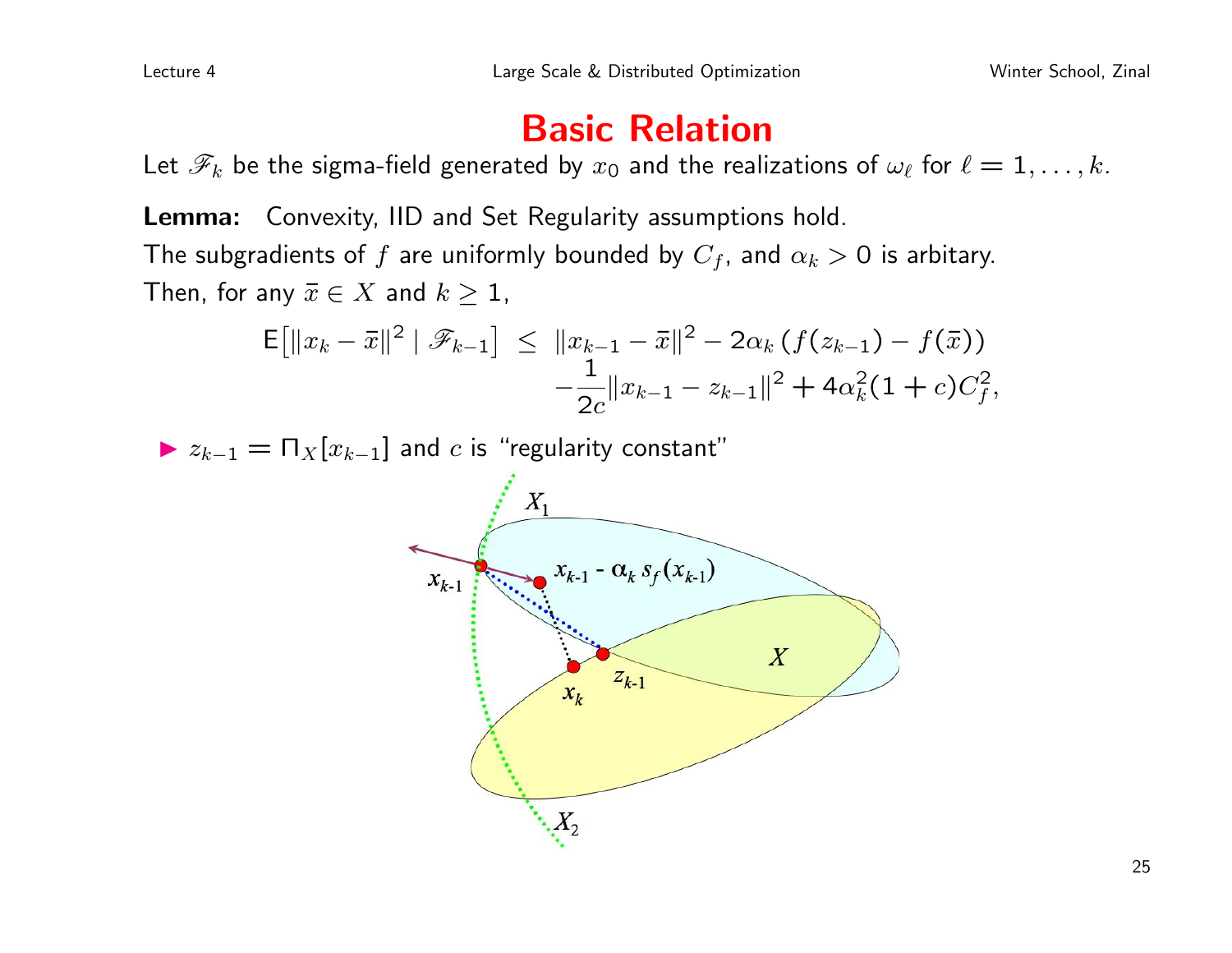# Basic Relation

Let $\mathscr{F}_k$ be the sigma-field generated by $x_0$ and the realizations of $\omega_\ell$ for $\ell = 1, \ldots, k$.

**Lemma:** Convexity, IID and Set Regularity assumptions hold.
The subgradients of $f$ are uniformly bounded by $C_f$, and $\alpha_k > 0$ is arbitary.
Then, for any $\bar{x} \in X$ and $k \geq 1$,

$$\mathsf{E}\left[\|x_k - \bar{x}\|^2 \mid \mathscr{F}_{k-1}\right] \leq \|x_{k-1} - \bar{x}\|^2 - 2\alpha_k \left(f(z_{k-1}) - f(\bar{x})\right) - \frac{1}{2c}\|x_{k-1} - z_{k-1}\|^2 + 4\alpha_k^2(1+c)C_f^2,$$

- $z_{k-1} = \Pi_X[x_{k-1}]$ and $c$ is "regularity constant"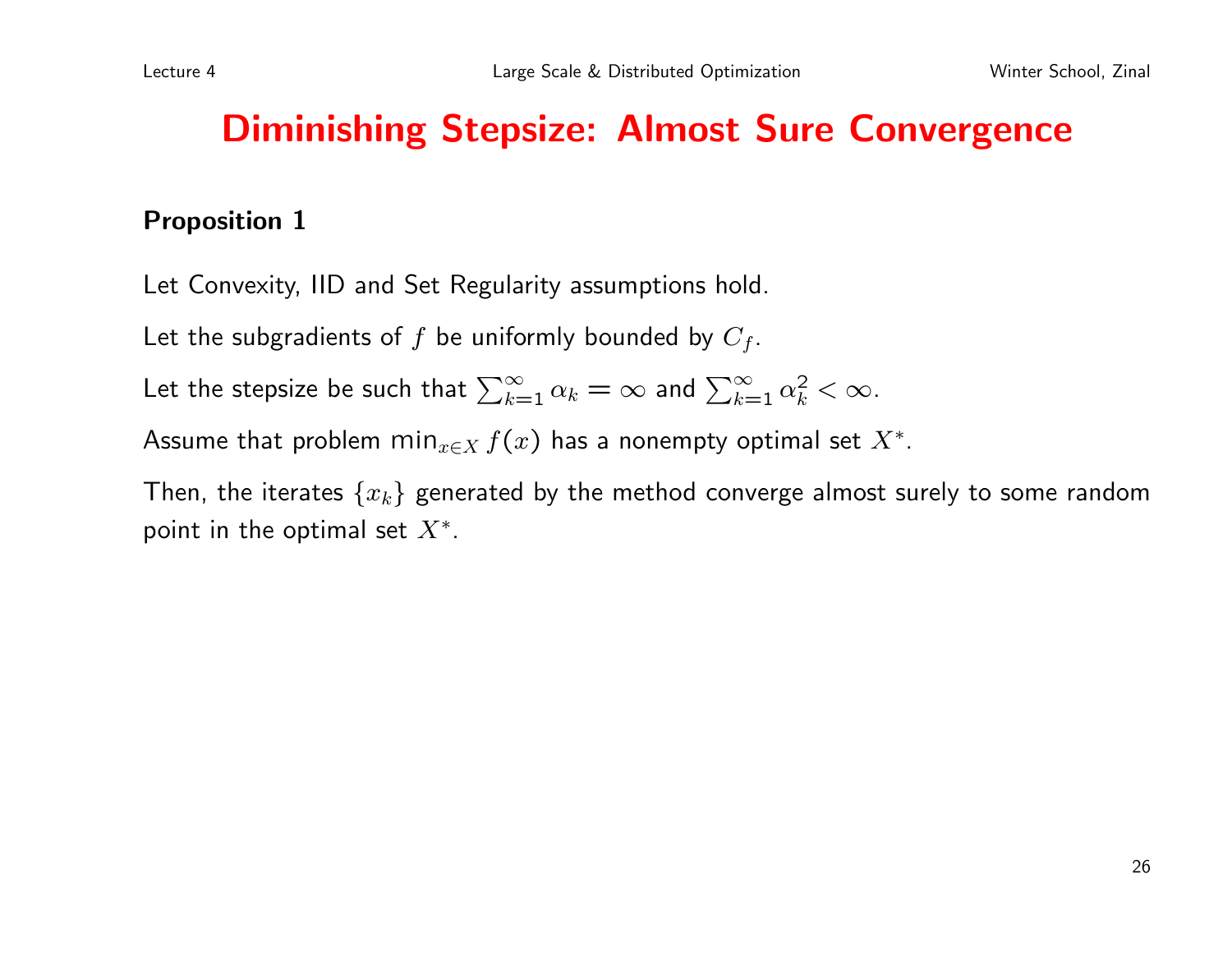# Diminishing Stepsize: Almost Sure Convergence

**Proposition 1**

Let Convexity, IID and Set Regularity assumptions hold.

Let the subgradients of $f$ be uniformly bounded by $C_f$.

Let the stepsize be such that $\sum_{k=1}^{\infty} \alpha_k = \infty$ and $\sum_{k=1}^{\infty} \alpha_k^2 < \infty$.

Assume that problem $\min_{x \in X} f(x)$ has a nonempty optimal set $X^*$.

Then, the iterates $\{x_k\}$ generated by the method converge almost surely to some random point in the optimal set $X^*$.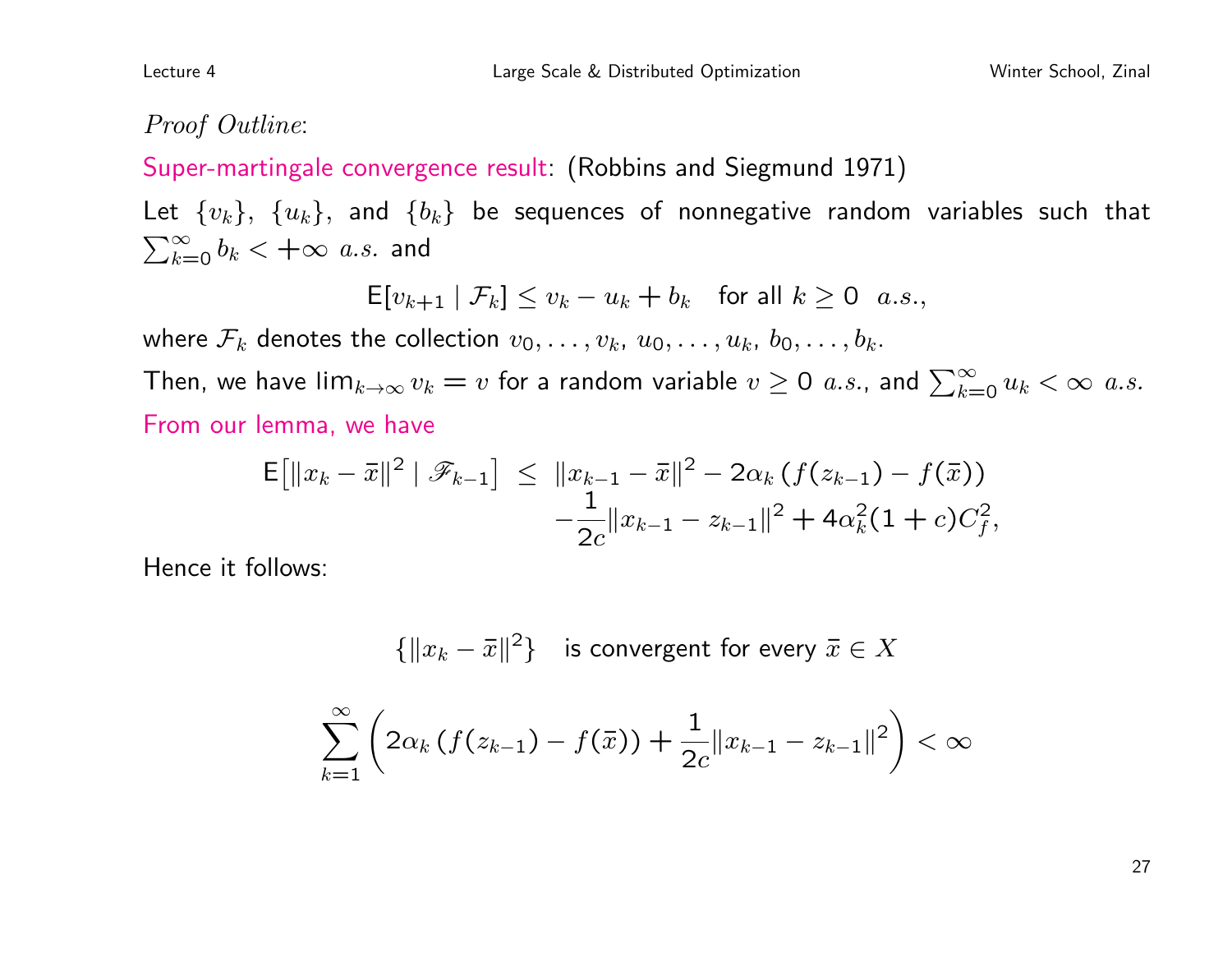*Proof Outline*:

Super-martingale convergence result: (Robbins and Siegmund 1971)

Let $\{v_k\}$, $\{u_k\}$, and $\{b_k\}$ be sequences of nonnegative random variables such that $\sum_{k=0}^{\infty} b_k < +\infty$ *a.s.* and

$$\mathsf{E}[v_{k+1} \mid \mathcal{F}_k] \leq v_k - u_k + b_k \quad \text{for all } k \geq 0 \;\; a.s.,$$

where $\mathcal{F}_k$ denotes the collection $v_0, \ldots, v_k$, $u_0, \ldots, u_k$, $b_0, \ldots, b_k$.

Then, we have $\lim_{k\to\infty} v_k = v$ for a random variable $v \geq 0$ *a.s.*, and $\sum_{k=0}^{\infty} u_k < \infty$ *a.s.*

From our lemma, we have

$$\begin{aligned} \mathsf{E}\left[\|x_k - \bar{x}\|^2 \mid \mathscr{F}_{k-1}\right] \;\leq\; & \|x_{k-1} - \bar{x}\|^2 - 2\alpha_k \left(f(z_{k-1}) - f(\bar{x})\right) \\ & - \frac{1}{2c}\|x_{k-1} - z_{k-1}\|^2 + 4\alpha_k^2(1+c)C_f^2, \end{aligned}$$

Hence it follows:

$$\{\|x_k - \bar{x}\|^2\} \quad \text{is convergent for every } \bar{x} \in X$$

$$\sum_{k=1}^{\infty} \left( 2\alpha_k \left(f(z_{k-1}) - f(\bar{x})\right) + \frac{1}{2c}\|x_{k-1} - z_{k-1}\|^2 \right) < \infty$$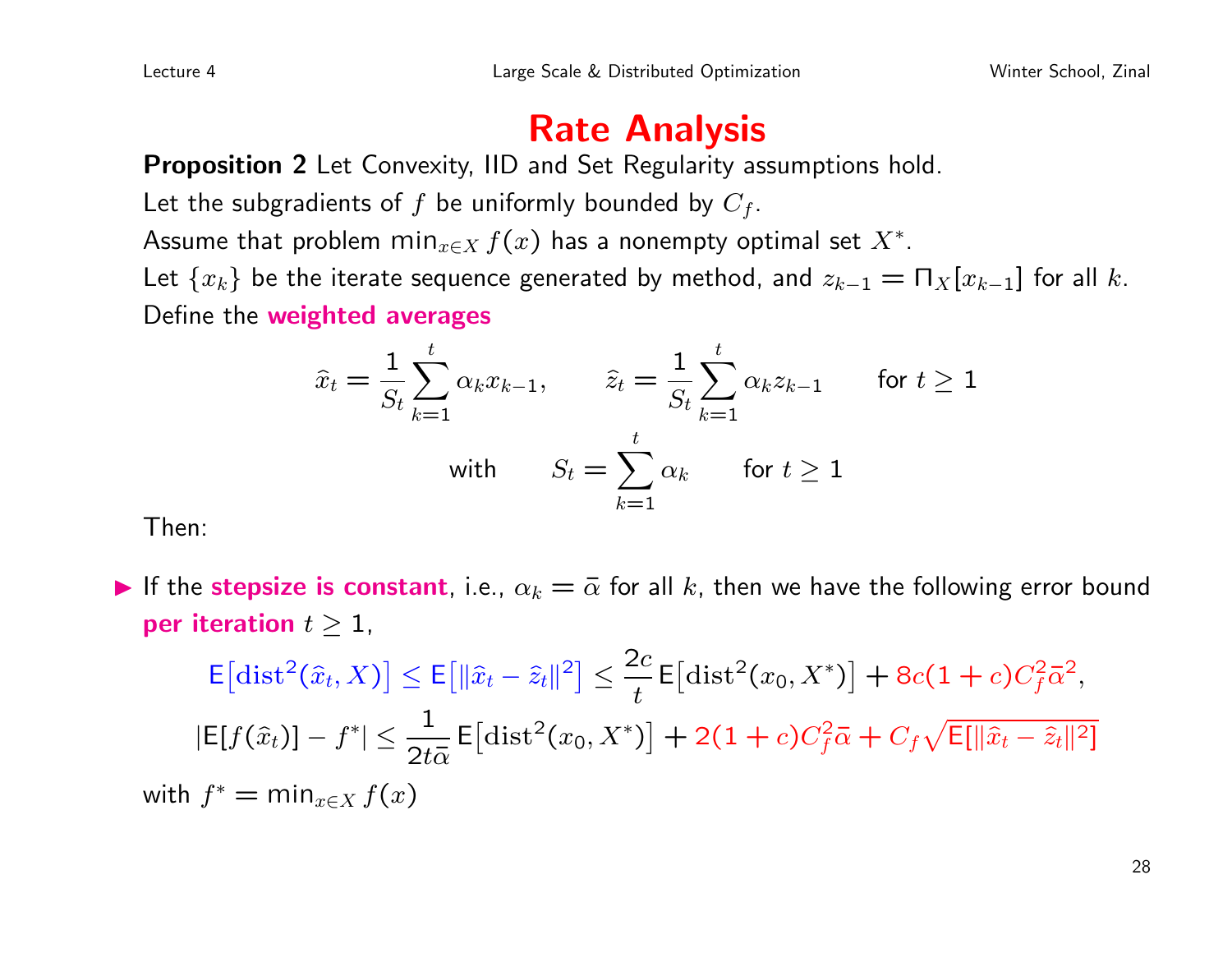# Rate Analysis

**Proposition 2** Let Convexity, IID and Set Regularity assumptions hold.

Let the subgradients of $f$ be uniformly bounded by $C_f$.

Assume that problem $\min_{x \in X} f(x)$ has a nonempty optimal set $X^*$.

Let $\{x_k\}$ be the iterate sequence generated by method, and $z_{k-1} = \Pi_X[x_{k-1}]$ for all $k$.

Define the **weighted averages**

$$\widehat{x}_t = \frac{1}{S_t} \sum_{k=1}^{t} \alpha_k x_{k-1}, \qquad \widehat{z}_t = \frac{1}{S_t} \sum_{k=1}^{t} \alpha_k z_{k-1} \qquad \text{for } t \geq 1$$

$$\text{with} \qquad S_t = \sum_{k=1}^{t} \alpha_k \qquad \text{for } t \geq 1$$

Then:

- If the **stepsize is constant**, i.e., $\alpha_k = \bar{\alpha}$ for all $k$, then we have the following error bound **per iteration** $t \geq 1$,

$$\mathsf{E}\big[\mathrm{dist}^2(\widehat{x}_t, X)\big] \leq \mathsf{E}\big[\|\widehat{x}_t - \widehat{z}_t\|^2\big] \leq \frac{2c}{t} \mathsf{E}\big[\mathrm{dist}^2(x_0, X^*)\big] + 8c(1+c)C_f^2 \bar{\alpha}^2,$$

$$|\mathsf{E}[f(\widehat{x}_t)] - f^*| \leq \frac{1}{2t\bar{\alpha}} \mathsf{E}\big[\mathrm{dist}^2(x_0, X^*)\big] + 2(1+c)C_f^2 \bar{\alpha} + C_f \sqrt{\mathsf{E}[\|\widehat{x}_t - \widehat{z}_t\|^2]}$$

with $f^* = \min_{x \in X} f(x)$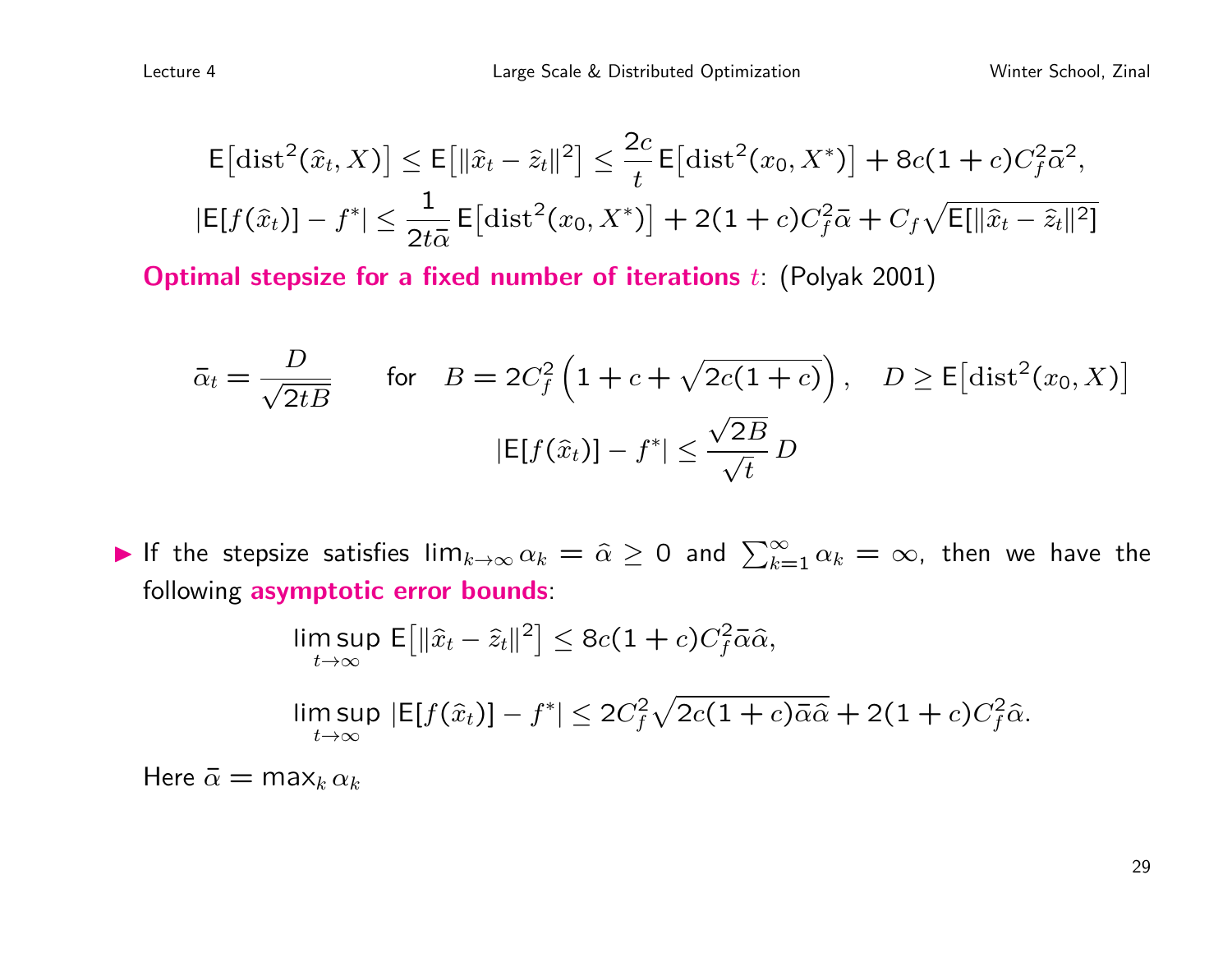$$\mathsf{E}\big[\mathrm{dist}^2(\hat{x}_t, X)\big] \leq \mathsf{E}\big[\|\hat{x}_t - \hat{z}_t\|^2\big] \leq \frac{2c}{t}\,\mathsf{E}\big[\mathrm{dist}^2(x_0, X^*)\big] + 8c(1+c)C_f^2\bar{\alpha}^2,$$

$$|\mathsf{E}[f(\hat{x}_t)] - f^*| \leq \frac{1}{2t\bar{\alpha}}\,\mathsf{E}\big[\mathrm{dist}^2(x_0, X^*)\big] + 2(1+c)C_f^2\bar{\alpha} + C_f\sqrt{\mathsf{E}[\|\hat{x}_t - \hat{z}_t\|^2]}$$

**Optimal stepsize for a fixed number of iterations** $t$: (Polyak 2001)

$$\bar{\alpha}_t = \frac{D}{\sqrt{2tB}} \qquad \text{for} \quad B = 2C_f^2\left(1 + c + \sqrt{2c(1+c)}\right), \quad D \geq \mathsf{E}\big[\mathrm{dist}^2(x_0, X)\big]$$

$$|\mathsf{E}[f(\hat{x}_t)] - f^*| \leq \frac{\sqrt{2B}}{\sqrt{t}}\,D$$

- If the stepsize satisfies $\lim_{k\to\infty}\alpha_k = \hat{\alpha} \geq 0$ and $\sum_{k=1}^{\infty}\alpha_k = \infty$, then we have the following **asymptotic error bounds**:

$$\limsup_{t\to\infty}\,\mathsf{E}\big[\|\hat{x}_t - \hat{z}_t\|^2\big] \leq 8c(1+c)C_f^2\bar{\alpha}\hat{\alpha},$$

$$\limsup_{t\to\infty}\,|\mathsf{E}[f(\hat{x}_t)] - f^*| \leq 2C_f^2\sqrt{2c(1+c)\bar{\alpha}\hat{\alpha}} + 2(1+c)C_f^2\hat{\alpha}.$$

Here $\bar{\alpha} = \max_k \alpha_k$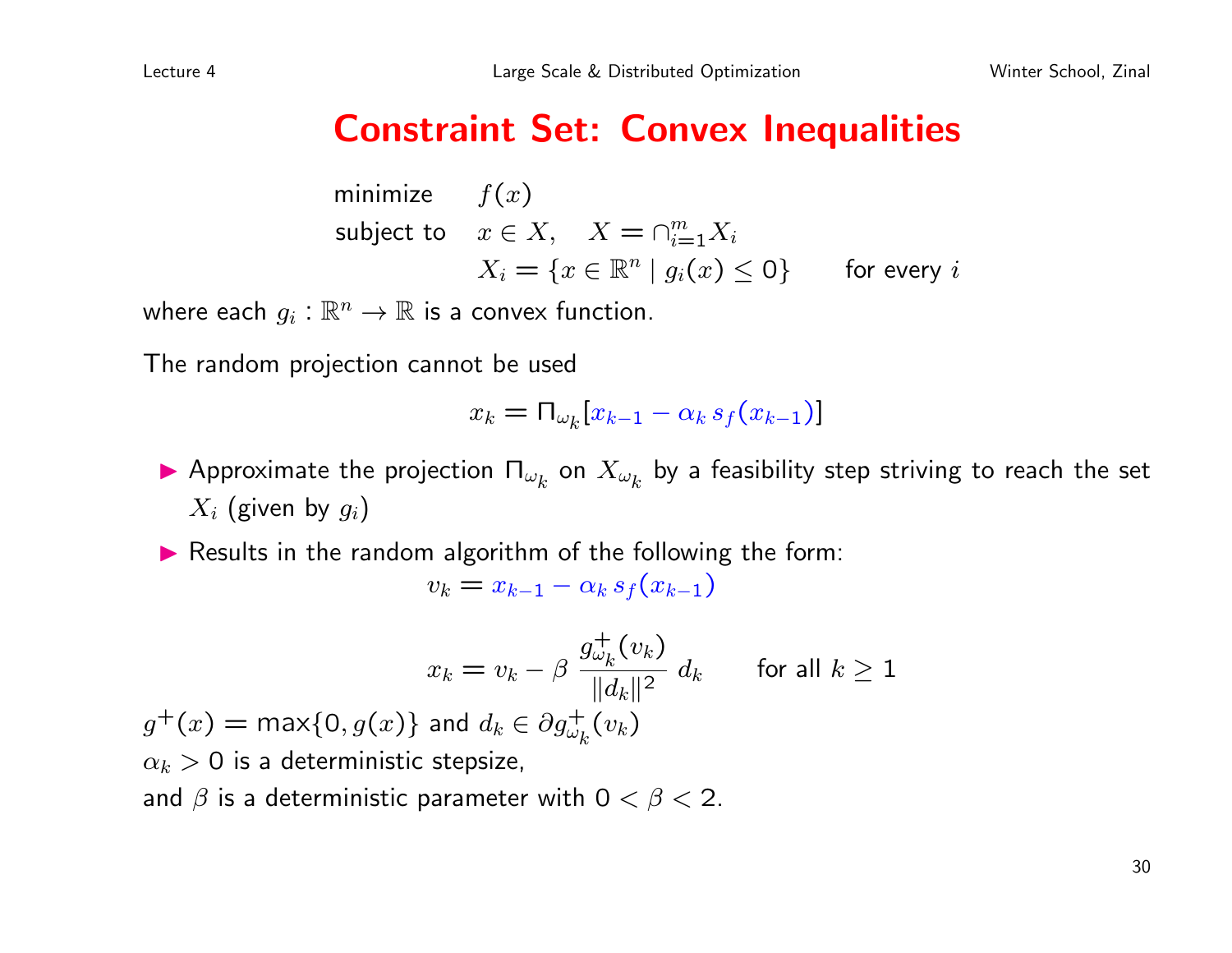# Constraint Set: Convex Inequalities

$$
\begin{array}{ll}
\text{minimize} & f(x) \\
\text{subject to} & x \in X, \quad X = \cap_{i=1}^m X_i \\
& X_i = \{x \in \mathbb{R}^n \mid g_i(x) \le 0\} \qquad \text{for every } i
\end{array}
$$

where each $g_i : \mathbb{R}^n \to \mathbb{R}$ is a convex function.

The random projection cannot be used

$$x_k = \Pi_{\omega_k}[x_{k-1} - \alpha_k \, s_f(x_{k-1})]$$

- Approximate the projection $\Pi_{\omega_k}$ on $X_{\omega_k}$ by a feasibility step striving to reach the set $X_i$ (given by $g_i$)
- Results in the random algorithm of the following the form:

$$v_k = x_{k-1} - \alpha_k \, s_f(x_{k-1})$$

$$x_k = v_k - \beta \, \frac{g_{\omega_k}^+(v_k)}{\|d_k\|^2} \, d_k \qquad \text{for all } k \ge 1$$

$g^+(x) = \max\{0, g(x)\}$ and $d_k \in \partial g_{\omega_k}^+(v_k)$

$\alpha_k > 0$ is a deterministic stepsize,

and $\beta$ is a deterministic parameter with $0 < \beta < 2$.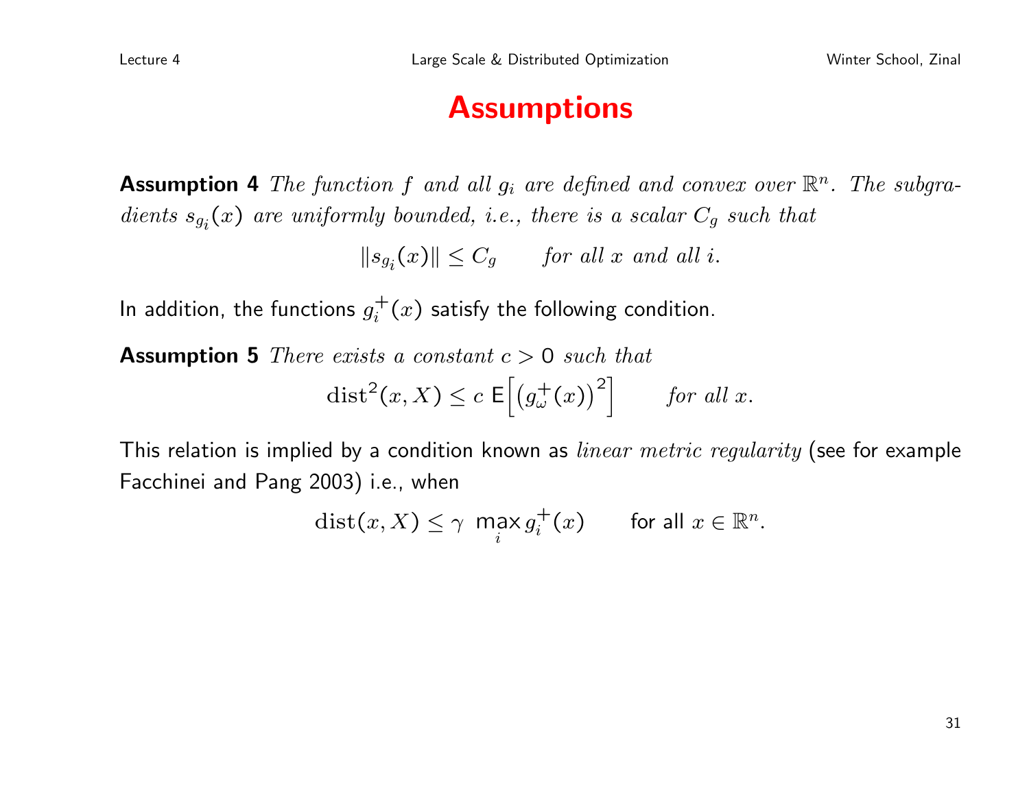# Assumptions

**Assumption 4** *The function $f$ and all $g_i$ are defined and convex over $\mathbb{R}^n$. The subgradients $s_{g_i}(x)$ are uniformly bounded, i.e., there is a scalar $C_g$ such that*

$$\|s_{g_i}(x)\| \leq C_g \qquad \textit{for all } x \textit{ and all } i.$$

In addition, the functions $g_i^+(x)$ satisfy the following condition.

**Assumption 5** *There exists a constant $c > 0$ such that*

$$\mathrm{dist}^2(x, X) \leq c \; \mathsf{E}\Big[\big(g_\omega^+(x)\big)^2\Big] \qquad \textit{for all } x.$$

This relation is implied by a condition known as *linear metric regularity* (see for example Facchinei and Pang 2003) i.e., when

$$\mathrm{dist}(x, X) \leq \gamma \; \max_i g_i^+(x) \qquad \text{for all } x \in \mathbb{R}^n.$$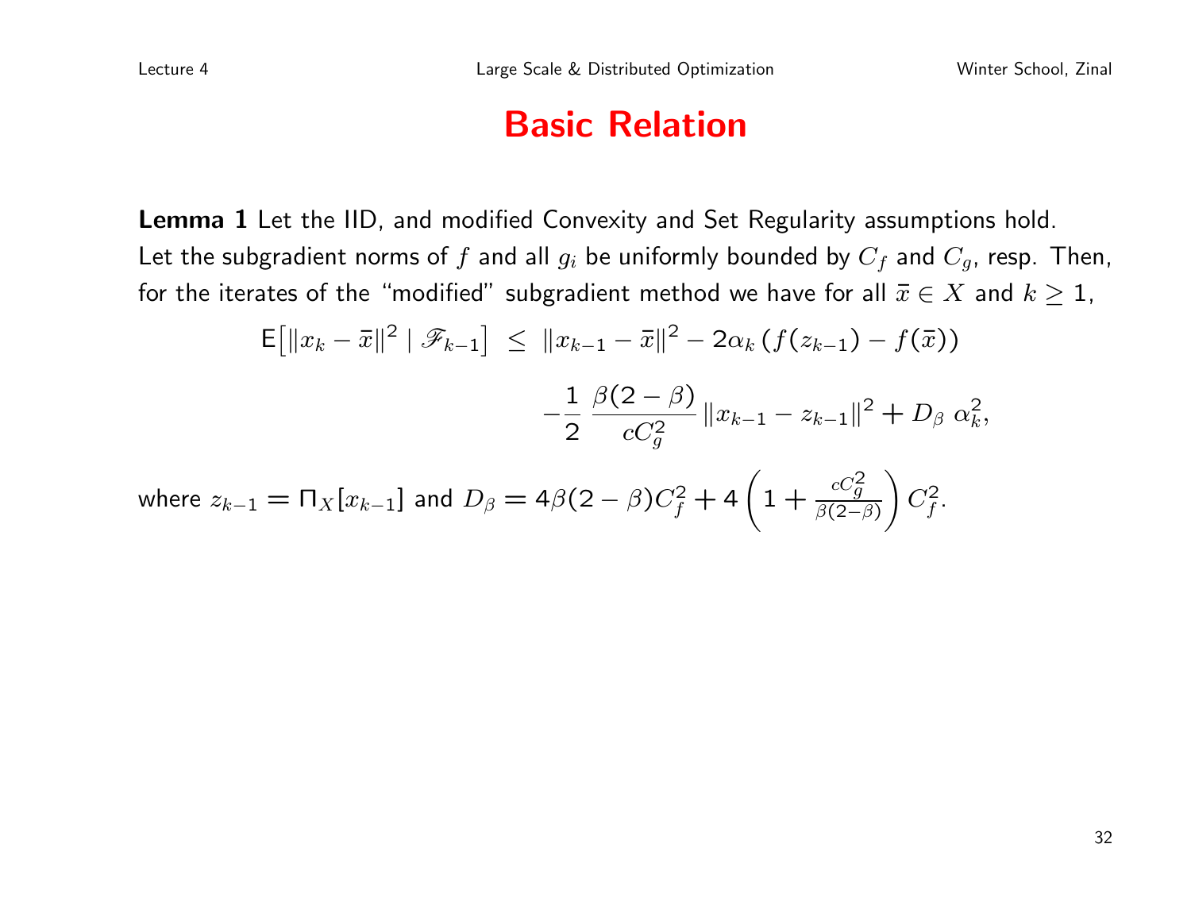# Basic Relation

**Lemma 1** Let the IID, and modified Convexity and Set Regularity assumptions hold. Let the subgradient norms of $f$ and all $g_i$ be uniformly bounded by $C_f$ and $C_g$, resp. Then, for the iterates of the "modified" subgradient method we have for all $\bar{x} \in X$ and $k \geq 1$,

$$
\begin{aligned}
\mathsf{E}\left[\|x_k - \bar{x}\|^2 \mid \mathscr{F}_{k-1}\right] \;\leq\; & \|x_{k-1} - \bar{x}\|^2 - 2\alpha_k \left(f(z_{k-1}) - f(\bar{x})\right) \\
& -\frac{1}{2}\,\frac{\beta(2-\beta)}{cC_g^2}\,\|x_{k-1} - z_{k-1}\|^2 + D_\beta\;\alpha_k^2,
\end{aligned}
$$

where $z_{k-1} = \Pi_X[x_{k-1}]$ and $D_\beta = 4\beta(2-\beta)C_f^2 + 4\left(1 + \frac{cC_g^2}{\beta(2-\beta)}\right)C_f^2$.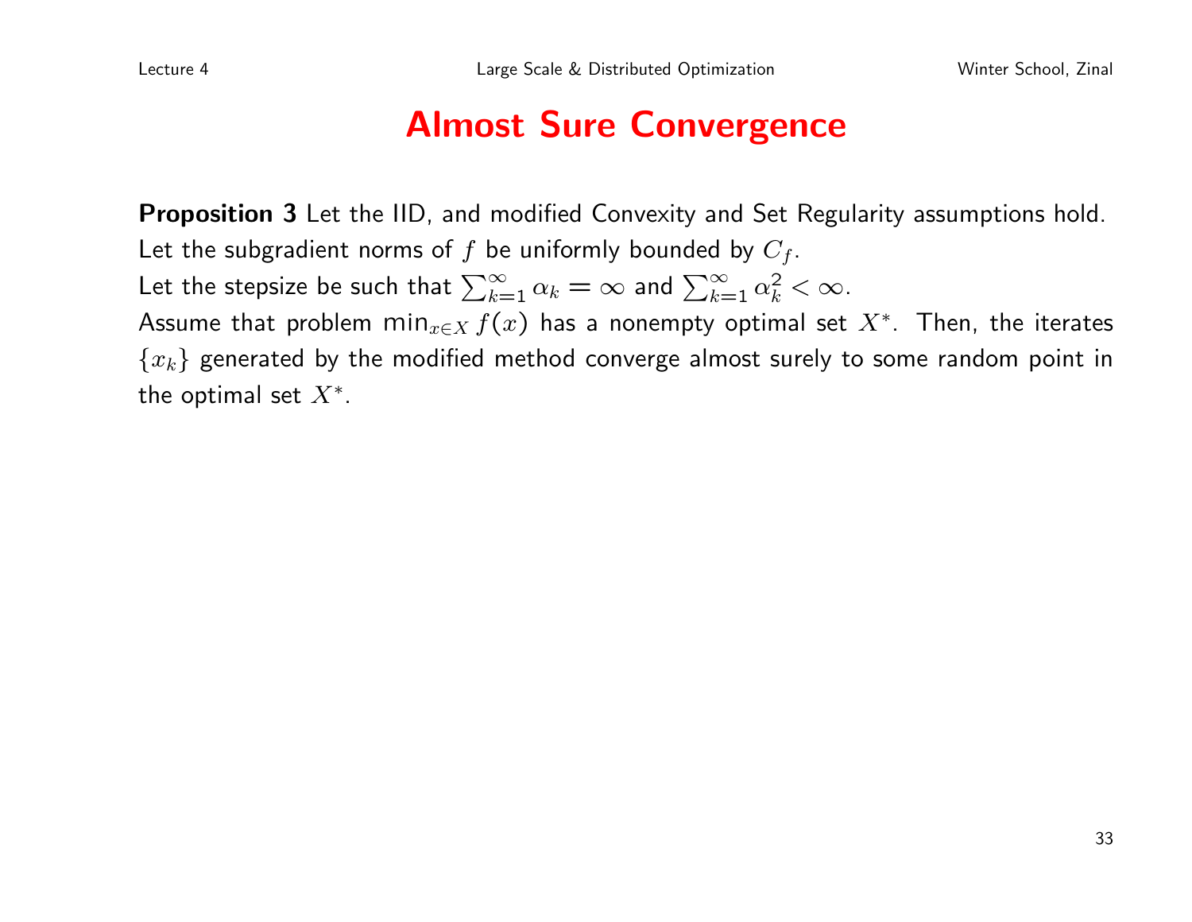# Almost Sure Convergence

**Proposition 3** Let the IID, and modified Convexity and Set Regularity assumptions hold. Let the subgradient norms of $f$ be uniformly bounded by $C_f$.
Let the stepsize be such that $\sum_{k=1}^{\infty} \alpha_k = \infty$ and $\sum_{k=1}^{\infty} \alpha_k^2 < \infty$.
Assume that problem $\min_{x \in X} f(x)$ has a nonempty optimal set $X^*$. Then, the iterates $\{x_k\}$ generated by the modified method converge almost surely to some random point in the optimal set $X^*$.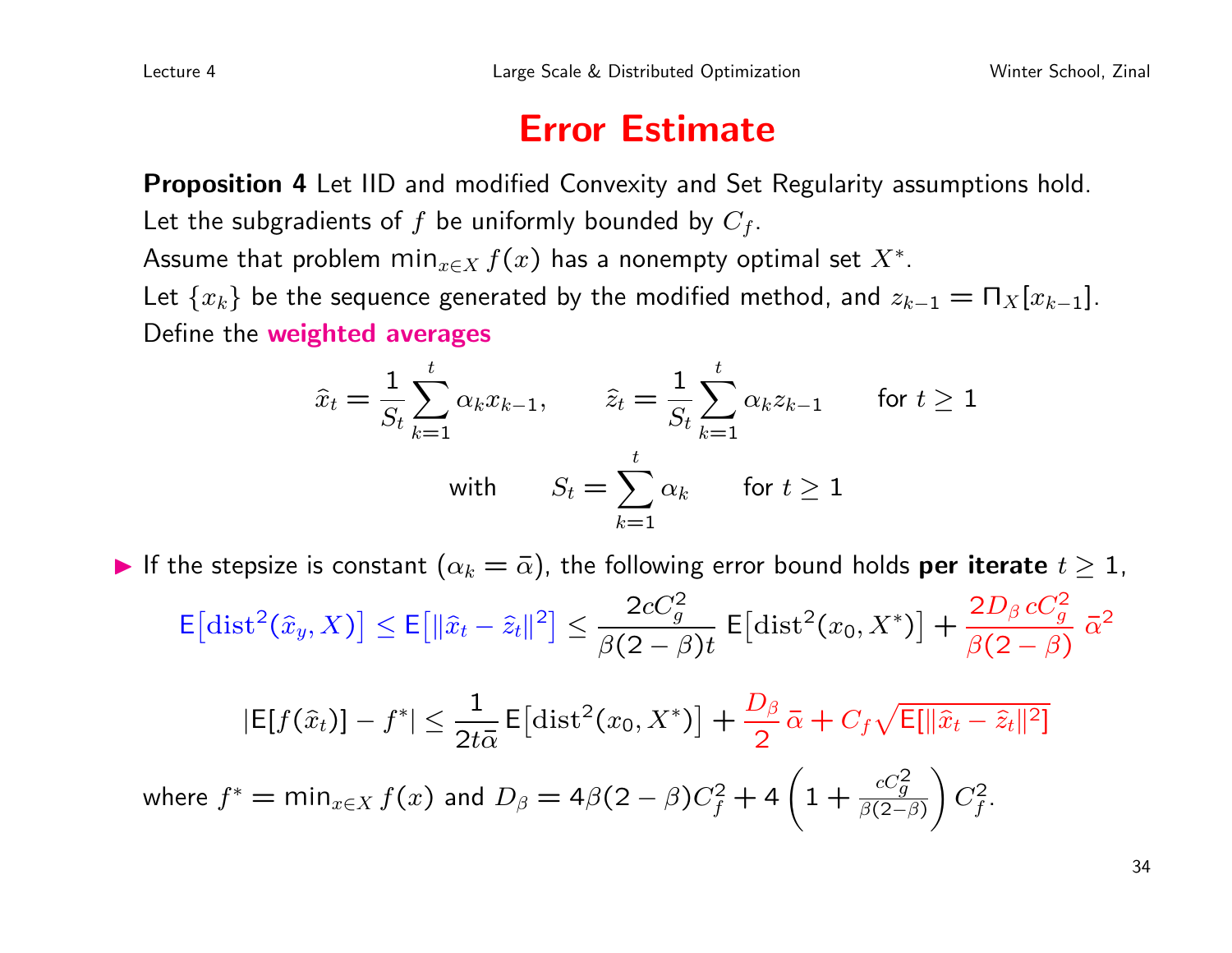# Error Estimate

**Proposition 4** Let IID and modified Convexity and Set Regularity assumptions hold.
Let the subgradients of $f$ be uniformly bounded by $C_f$.
Assume that problem $\min_{x\in X} f(x)$ has a nonempty optimal set $X^*$.
Let $\{x_k\}$ be the sequence generated by the modified method, and $z_{k-1} = \Pi_X[x_{k-1}]$.
Define the **weighted averages**

$$\widehat{x}_t = \frac{1}{S_t}\sum_{k=1}^{t} \alpha_k x_{k-1}, \qquad \widehat{z}_t = \frac{1}{S_t}\sum_{k=1}^{t} \alpha_k z_{k-1} \qquad \text{for } t \geq 1$$

$$\text{with} \qquad S_t = \sum_{k=1}^{t} \alpha_k \qquad \text{for } t \geq 1$$

- If the stepsize is constant ($\alpha_k = \bar{\alpha}$), the following error bound holds **per iterate** $t \geq 1$,

$$\mathsf{E}\big[\mathrm{dist}^2(\widehat{x}_y, X)\big] \leq \mathsf{E}\big[\|\widehat{x}_t - \widehat{z}_t\|^2\big] \leq \frac{2cC_g^2}{\beta(2-\beta)t}\,\mathsf{E}\big[\mathrm{dist}^2(x_0, X^*)\big] + \frac{2D_\beta\, cC_g^2}{\beta(2-\beta)}\,\bar{\alpha}^2$$

$$|\mathsf{E}[f(\widehat{x}_t)] - f^*| \leq \frac{1}{2t\bar{\alpha}}\,\mathsf{E}\big[\mathrm{dist}^2(x_0, X^*)\big] + \frac{D_\beta}{2}\,\bar{\alpha} + C_f\sqrt{\mathsf{E}[\|\widehat{x}_t - \widehat{z}_t\|^2]}$$

where $f^* = \min_{x\in X} f(x)$ and $D_\beta = 4\beta(2-\beta)C_f^2 + 4\left(1 + \frac{cC_g^2}{\beta(2-\beta)}\right)C_f^2$.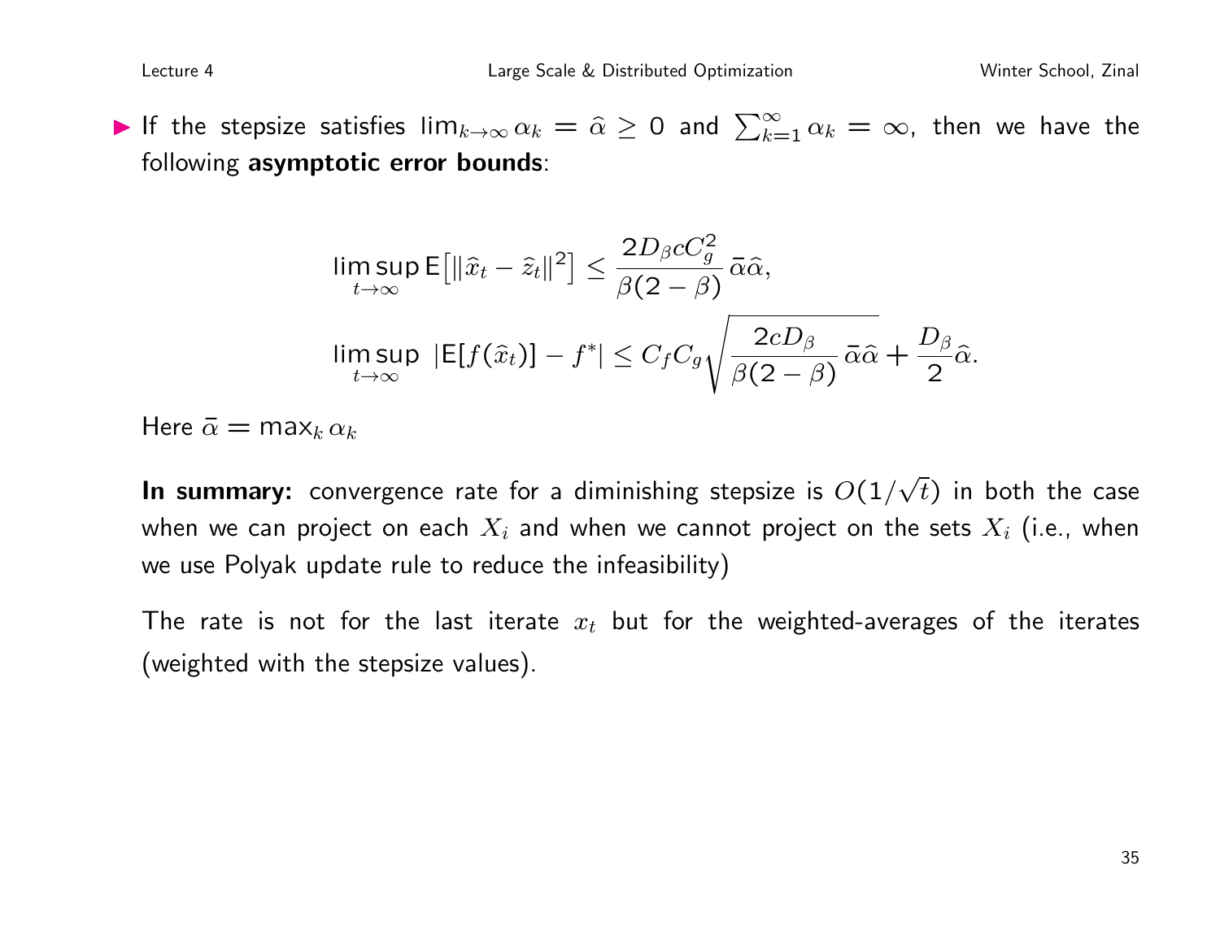- If the stepsize satisfies $\lim_{k\to\infty} \alpha_k = \widehat{\alpha} \geq 0$ and $\sum_{k=1}^{\infty} \alpha_k = \infty$, then we have the following **asymptotic error bounds**:

$$\limsup_{t\to\infty} \mathsf{E}\big[\|\widehat{x}_t - \widehat{z}_t\|^2\big] \leq \frac{2D_\beta c C_g^2}{\beta(2-\beta)}\,\bar{\alpha}\widehat{\alpha},$$

$$\limsup_{t\to\infty}\ |\mathsf{E}[f(\widehat{x}_t)] - f^*| \leq C_f C_g \sqrt{\frac{2cD_\beta}{\beta(2-\beta)}\,\bar{\alpha}\widehat{\alpha}} + \frac{D_\beta}{2}\widehat{\alpha}.$$

Here $\bar{\alpha} = \max_k \alpha_k$

**In summary:** convergence rate for a diminishing stepsize is $O(1/\sqrt{t})$ in both the case when we can project on each $X_i$ and when we cannot project on the sets $X_i$ (i.e., when we use Polyak update rule to reduce the infeasibility)

The rate is not for the last iterate $x_t$ but for the weighted-averages of the iterates (weighted with the stepsize values).